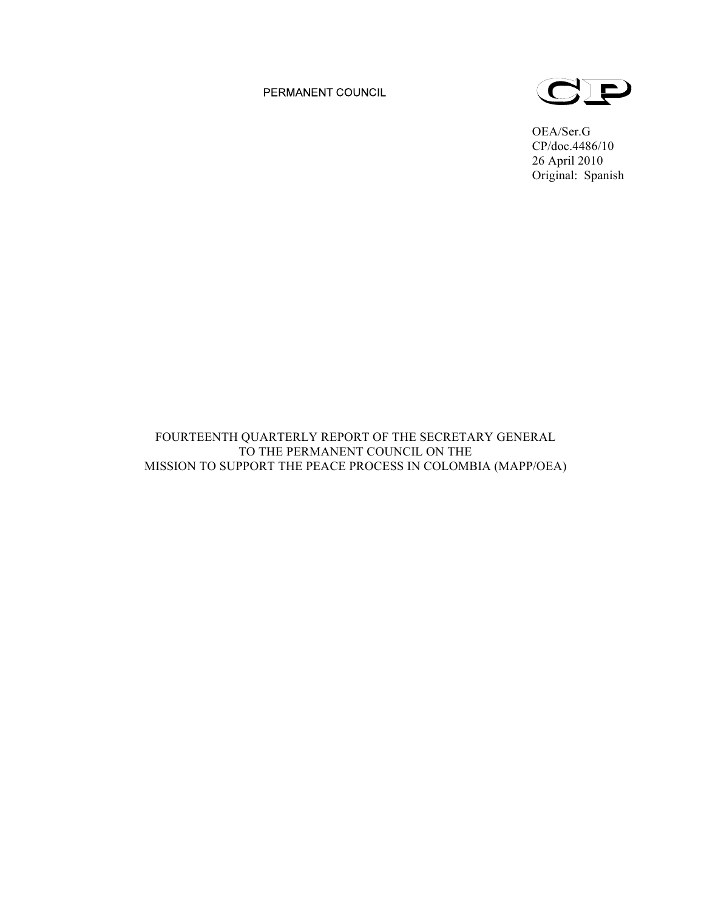PERMANENT COUNCIL

CP

OEA/Ser.G
CP/doc.4486/10
26 April 2010
Original: Spanish

# FOURTEENTH QUARTERLY REPORT OF THE SECRETARY GENERAL TO THE PERMANENT COUNCIL ON THE MISSION TO SUPPORT THE PEACE PROCESS IN COLOMBIA (MAPP/OEA)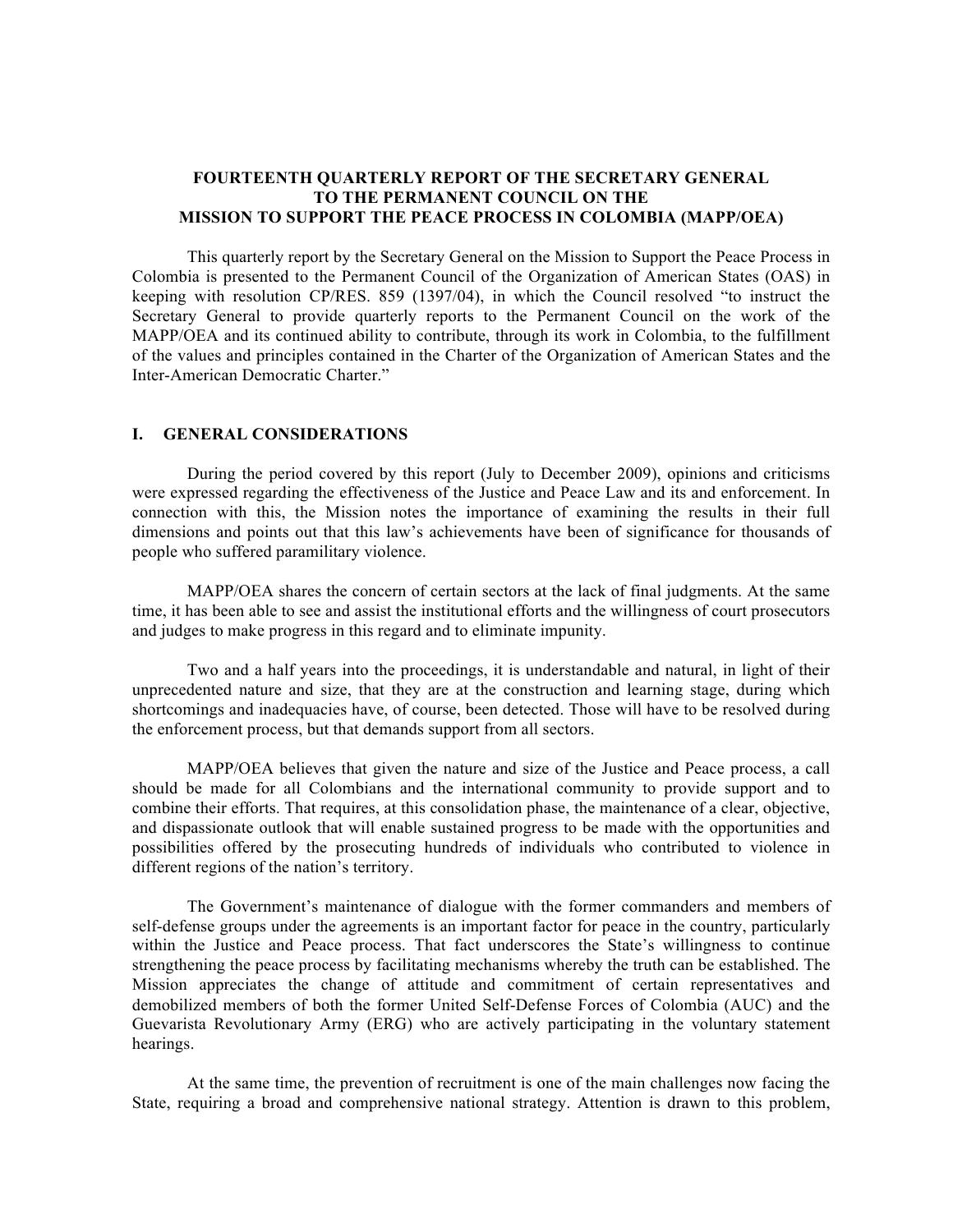# FOURTEENTH QUARTERLY REPORT OF THE SECRETARY GENERAL TO THE PERMANENT COUNCIL ON THE MISSION TO SUPPORT THE PEACE PROCESS IN COLOMBIA (MAPP/OEA)

This quarterly report by the Secretary General on the Mission to Support the Peace Process in Colombia is presented to the Permanent Council of the Organization of American States (OAS) in keeping with resolution CP/RES. 859 (1397/04), in which the Council resolved "to instruct the Secretary General to provide quarterly reports to the Permanent Council on the work of the MAPP/OEA and its continued ability to contribute, through its work in Colombia, to the fulfillment of the values and principles contained in the Charter of the Organization of American States and the Inter-American Democratic Charter."

## I. GENERAL CONSIDERATIONS

During the period covered by this report (July to December 2009), opinions and criticisms were expressed regarding the effectiveness of the Justice and Peace Law and its and enforcement. In connection with this, the Mission notes the importance of examining the results in their full dimensions and points out that this law's achievements have been of significance for thousands of people who suffered paramilitary violence.

MAPP/OEA shares the concern of certain sectors at the lack of final judgments. At the same time, it has been able to see and assist the institutional efforts and the willingness of court prosecutors and judges to make progress in this regard and to eliminate impunity.

Two and a half years into the proceedings, it is understandable and natural, in light of their unprecedented nature and size, that they are at the construction and learning stage, during which shortcomings and inadequacies have, of course, been detected. Those will have to be resolved during the enforcement process, but that demands support from all sectors.

MAPP/OEA believes that given the nature and size of the Justice and Peace process, a call should be made for all Colombians and the international community to provide support and to combine their efforts. That requires, at this consolidation phase, the maintenance of a clear, objective, and dispassionate outlook that will enable sustained progress to be made with the opportunities and possibilities offered by the prosecuting hundreds of individuals who contributed to violence in different regions of the nation's territory.

The Government's maintenance of dialogue with the former commanders and members of self-defense groups under the agreements is an important factor for peace in the country, particularly within the Justice and Peace process. That fact underscores the State's willingness to continue strengthening the peace process by facilitating mechanisms whereby the truth can be established. The Mission appreciates the change of attitude and commitment of certain representatives and demobilized members of both the former United Self-Defense Forces of Colombia (AUC) and the Guevarista Revolutionary Army (ERG) who are actively participating in the voluntary statement hearings.

At the same time, the prevention of recruitment is one of the main challenges now facing the State, requiring a broad and comprehensive national strategy. Attention is drawn to this problem,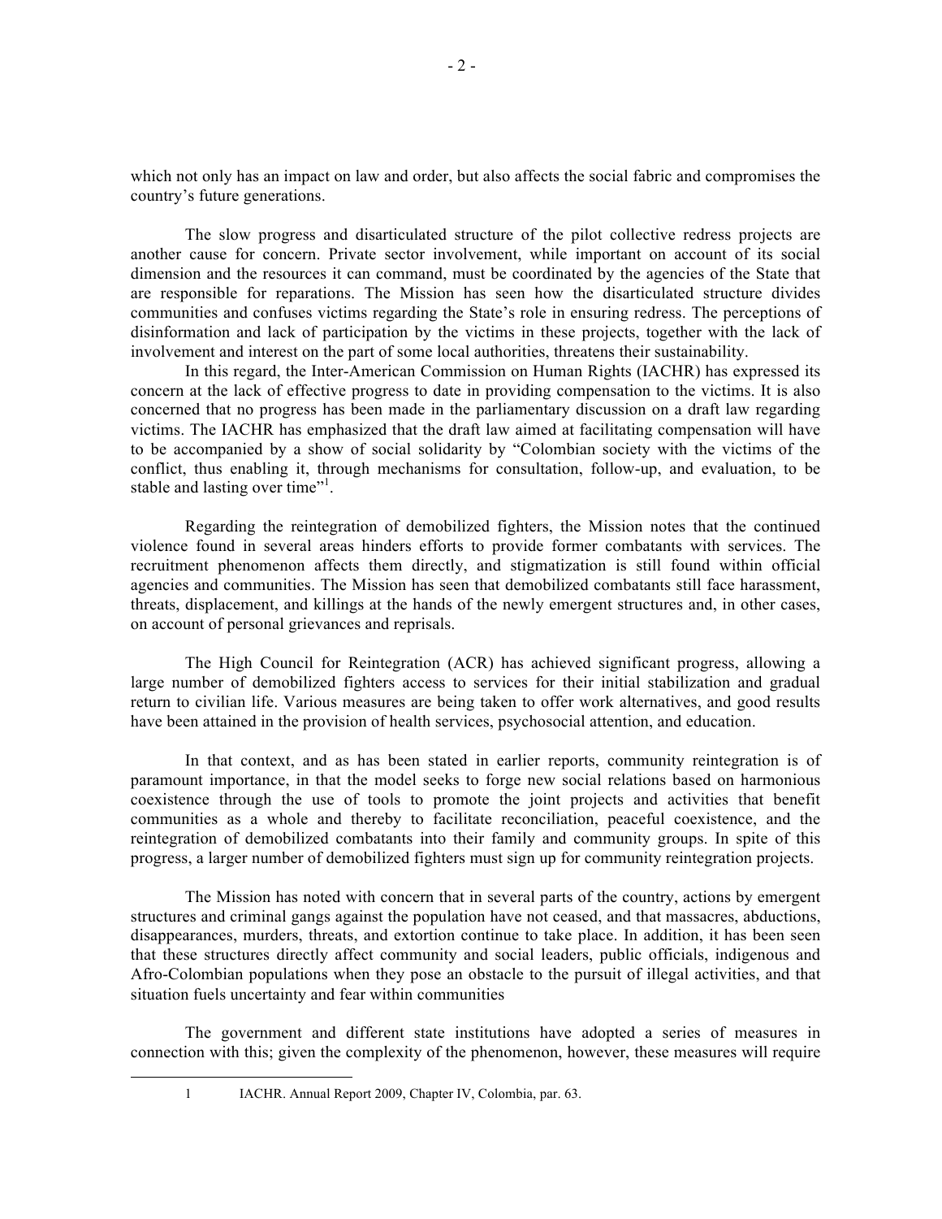which not only has an impact on law and order, but also affects the social fabric and compromises the country's future generations.

The slow progress and disarticulated structure of the pilot collective redress projects are another cause for concern. Private sector involvement, while important on account of its social dimension and the resources it can command, must be coordinated by the agencies of the State that are responsible for reparations. The Mission has seen how the disarticulated structure divides communities and confuses victims regarding the State's role in ensuring redress. The perceptions of disinformation and lack of participation by the victims in these projects, together with the lack of involvement and interest on the part of some local authorities, threatens their sustainability.

In this regard, the Inter-American Commission on Human Rights (IACHR) has expressed its concern at the lack of effective progress to date in providing compensation to the victims. It is also concerned that no progress has been made in the parliamentary discussion on a draft law regarding victims. The IACHR has emphasized that the draft law aimed at facilitating compensation will have to be accompanied by a show of social solidarity by "Colombian society with the victims of the conflict, thus enabling it, through mechanisms for consultation, follow-up, and evaluation, to be stable and lasting over time"[1].

Regarding the reintegration of demobilized fighters, the Mission notes that the continued violence found in several areas hinders efforts to provide former combatants with services. The recruitment phenomenon affects them directly, and stigmatization is still found within official agencies and communities. The Mission has seen that demobilized combatants still face harassment, threats, displacement, and killings at the hands of the newly emergent structures and, in other cases, on account of personal grievances and reprisals.

The High Council for Reintegration (ACR) has achieved significant progress, allowing a large number of demobilized fighters access to services for their initial stabilization and gradual return to civilian life. Various measures are being taken to offer work alternatives, and good results have been attained in the provision of health services, psychosocial attention, and education.

In that context, and as has been stated in earlier reports, community reintegration is of paramount importance, in that the model seeks to forge new social relations based on harmonious coexistence through the use of tools to promote the joint projects and activities that benefit communities as a whole and thereby to facilitate reconciliation, peaceful coexistence, and the reintegration of demobilized combatants into their family and community groups. In spite of this progress, a larger number of demobilized fighters must sign up for community reintegration projects.

The Mission has noted with concern that in several parts of the country, actions by emergent structures and criminal gangs against the population have not ceased, and that massacres, abductions, disappearances, murders, threats, and extortion continue to take place. In addition, it has been seen that these structures directly affect community and social leaders, public officials, indigenous and Afro-Colombian populations when they pose an obstacle to the pursuit of illegal activities, and that situation fuels uncertainty and fear within communities

The government and different state institutions have adopted a series of measures in connection with this; given the complexity of the phenomenon, however, these measures will require

---

1 IACHR. Annual Report 2009, Chapter IV, Colombia, par. 63.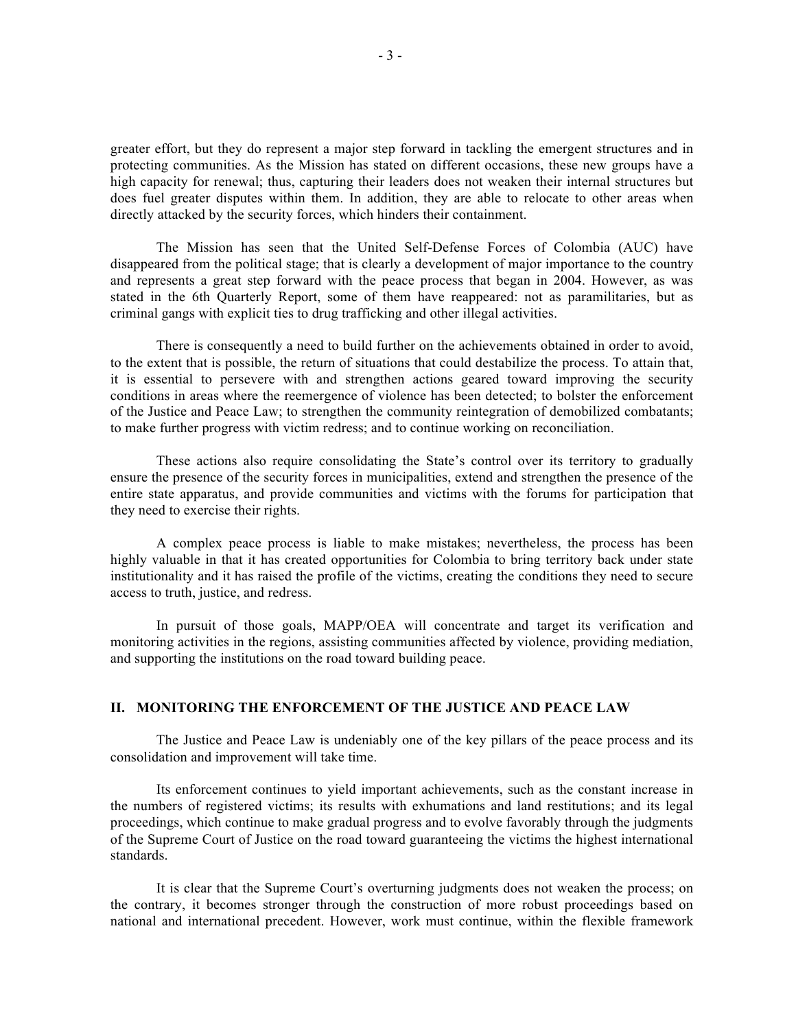greater effort, but they do represent a major step forward in tackling the emergent structures and in protecting communities. As the Mission has stated on different occasions, these new groups have a high capacity for renewal; thus, capturing their leaders does not weaken their internal structures but does fuel greater disputes within them. In addition, they are able to relocate to other areas when directly attacked by the security forces, which hinders their containment.

The Mission has seen that the United Self-Defense Forces of Colombia (AUC) have disappeared from the political stage; that is clearly a development of major importance to the country and represents a great step forward with the peace process that began in 2004. However, as was stated in the 6th Quarterly Report, some of them have reappeared: not as paramilitaries, but as criminal gangs with explicit ties to drug trafficking and other illegal activities.

There is consequently a need to build further on the achievements obtained in order to avoid, to the extent that is possible, the return of situations that could destabilize the process. To attain that, it is essential to persevere with and strengthen actions geared toward improving the security conditions in areas where the reemergence of violence has been detected; to bolster the enforcement of the Justice and Peace Law; to strengthen the community reintegration of demobilized combatants; to make further progress with victim redress; and to continue working on reconciliation.

These actions also require consolidating the State's control over its territory to gradually ensure the presence of the security forces in municipalities, extend and strengthen the presence of the entire state apparatus, and provide communities and victims with the forums for participation that they need to exercise their rights.

A complex peace process is liable to make mistakes; nevertheless, the process has been highly valuable in that it has created opportunities for Colombia to bring territory back under state institutionality and it has raised the profile of the victims, creating the conditions they need to secure access to truth, justice, and redress.

In pursuit of those goals, MAPP/OEA will concentrate and target its verification and monitoring activities in the regions, assisting communities affected by violence, providing mediation, and supporting the institutions on the road toward building peace.

## II. MONITORING THE ENFORCEMENT OF THE JUSTICE AND PEACE LAW

The Justice and Peace Law is undeniably one of the key pillars of the peace process and its consolidation and improvement will take time.

Its enforcement continues to yield important achievements, such as the constant increase in the numbers of registered victims; its results with exhumations and land restitutions; and its legal proceedings, which continue to make gradual progress and to evolve favorably through the judgments of the Supreme Court of Justice on the road toward guaranteeing the victims the highest international standards.

It is clear that the Supreme Court's overturning judgments does not weaken the process; on the contrary, it becomes stronger through the construction of more robust proceedings based on national and international precedent. However, work must continue, within the flexible framework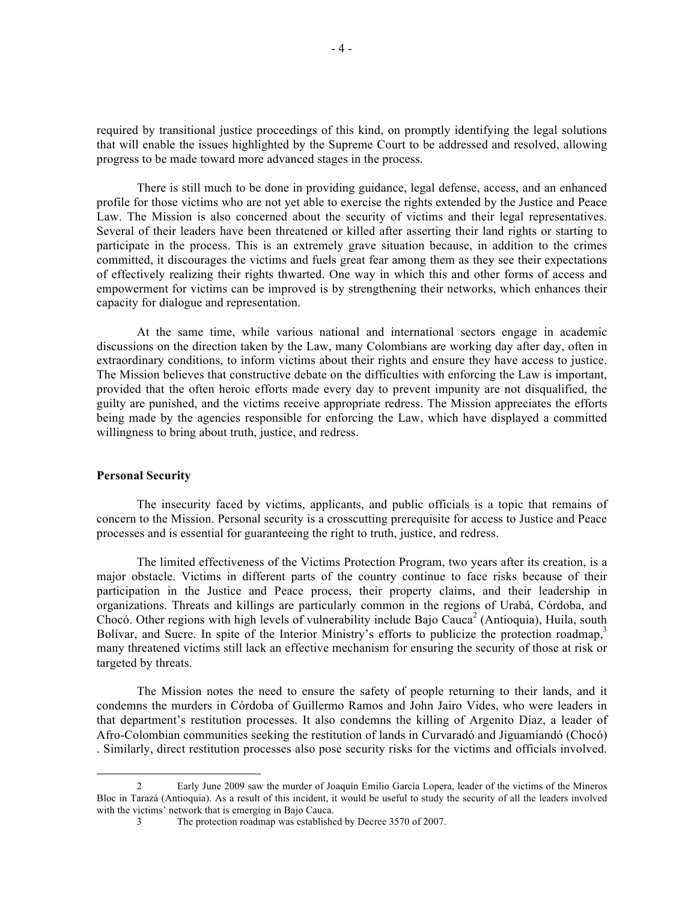required by transitional justice proceedings of this kind, on promptly identifying the legal solutions that will enable the issues highlighted by the Supreme Court to be addressed and resolved, allowing progress to be made toward more advanced stages in the process.

There is still much to be done in providing guidance, legal defense, access, and an enhanced profile for those victims who are not yet able to exercise the rights extended by the Justice and Peace Law. The Mission is also concerned about the security of victims and their legal representatives. Several of their leaders have been threatened or killed after asserting their land rights or starting to participate in the process. This is an extremely grave situation because, in addition to the crimes committed, it discourages the victims and fuels great fear among them as they see their expectations of effectively realizing their rights thwarted. One way in which this and other forms of access and empowerment for victims can be improved is by strengthening their networks, which enhances their capacity for dialogue and representation.

At the same time, while various national and international sectors engage in academic discussions on the direction taken by the Law, many Colombians are working day after day, often in extraordinary conditions, to inform victims about their rights and ensure they have access to justice. The Mission believes that constructive debate on the difficulties with enforcing the Law is important, provided that the often heroic efforts made every day to prevent impunity are not disqualified, the guilty are punished, and the victims receive appropriate redress. The Mission appreciates the efforts being made by the agencies responsible for enforcing the Law, which have displayed a committed willingness to bring about truth, justice, and redress.

**Personal Security**

The insecurity faced by victims, applicants, and public officials is a topic that remains of concern to the Mission. Personal security is a crosscutting prerequisite for access to Justice and Peace processes and is essential for guaranteeing the right to truth, justice, and redress.

The limited effectiveness of the Victims Protection Program, two years after its creation, is a major obstacle. Victims in different parts of the country continue to face risks because of their participation in the Justice and Peace process, their property claims, and their leadership in organizations. Threats and killings are particularly common in the regions of Urabá, Córdoba, and Chocó. Other regions with high levels of vulnerability include Bajo Cauca[2] (Antioquia), Huila, south Bolívar, and Sucre. In spite of the Interior Ministry's efforts to publicize the protection roadmap,[3] many threatened victims still lack an effective mechanism for ensuring the security of those at risk or targeted by threats.

The Mission notes the need to ensure the safety of people returning to their lands, and it condemns the murders in Córdoba of Guillermo Ramos and John Jairo Vides, who were leaders in that department's restitution processes. It also condemns the killing of Argenito Díaz, a leader of Afro-Colombian communities seeking the restitution of lands in Curvaradó and Jiguamiandó (Chocó) . Similarly, direct restitution processes also pose security risks for the victims and officials involved.

---

2 Early June 2009 saw the murder of Joaquín Emilio García Lopera, leader of the victims of the Mineros Bloc in Tarazá (Antioquia). As a result of this incident, it would be useful to study the security of all the leaders involved with the victims' network that is emerging in Bajo Cauca.

3 The protection roadmap was established by Decree 3570 of 2007.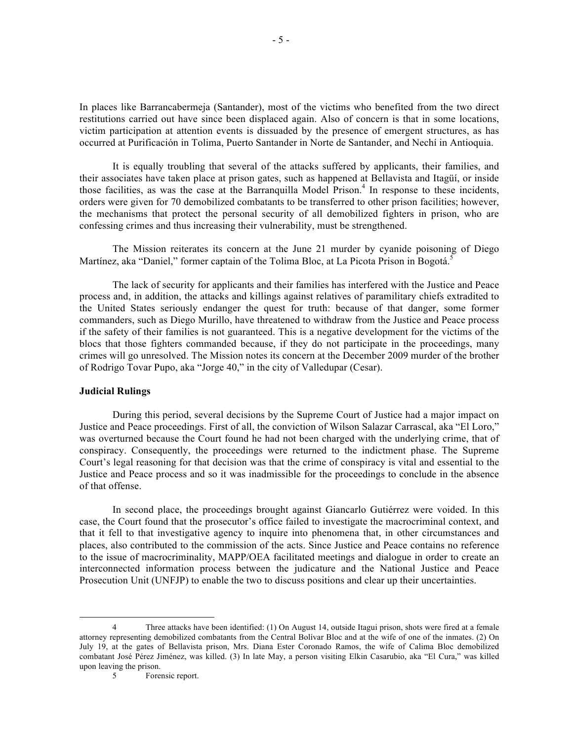In places like Barrancabermeja (Santander), most of the victims who benefited from the two direct restitutions carried out have since been displaced again. Also of concern is that in some locations, victim participation at attention events is dissuaded by the presence of emergent structures, as has occurred at Purificación in Tolima, Puerto Santander in Norte de Santander, and Nechí in Antioquia.

It is equally troubling that several of the attacks suffered by applicants, their families, and their associates have taken place at prison gates, such as happened at Bellavista and Itagüí, or inside those facilities, as was the case at the Barranquilla Model Prison.[4] In response to these incidents, orders were given for 70 demobilized combatants to be transferred to other prison facilities; however, the mechanisms that protect the personal security of all demobilized fighters in prison, who are confessing crimes and thus increasing their vulnerability, must be strengthened.

The Mission reiterates its concern at the June 21 murder by cyanide poisoning of Diego Martínez, aka "Daniel," former captain of the Tolima Bloc, at La Picota Prison in Bogotá.[5]

The lack of security for applicants and their families has interfered with the Justice and Peace process and, in addition, the attacks and killings against relatives of paramilitary chiefs extradited to the United States seriously endanger the quest for truth: because of that danger, some former commanders, such as Diego Murillo, have threatened to withdraw from the Justice and Peace process if the safety of their families is not guaranteed. This is a negative development for the victims of the blocs that those fighters commanded because, if they do not participate in the proceedings, many crimes will go unresolved. The Mission notes its concern at the December 2009 murder of the brother of Rodrigo Tovar Pupo, aka "Jorge 40," in the city of Valledupar (Cesar).

**Judicial Rulings**

During this period, several decisions by the Supreme Court of Justice had a major impact on Justice and Peace proceedings. First of all, the conviction of Wilson Salazar Carrascal, aka "El Loro," was overturned because the Court found he had not been charged with the underlying crime, that of conspiracy. Consequently, the proceedings were returned to the indictment phase. The Supreme Court's legal reasoning for that decision was that the crime of conspiracy is vital and essential to the Justice and Peace process and so it was inadmissible for the proceedings to conclude in the absence of that offense.

In second place, the proceedings brought against Giancarlo Gutiérrez were voided. In this case, the Court found that the prosecutor's office failed to investigate the macrocriminal context, and that it fell to that investigative agency to inquire into phenomena that, in other circumstances and places, also contributed to the commission of the acts. Since Justice and Peace contains no reference to the issue of macrocriminality, MAPP/OEA facilitated meetings and dialogue in order to create an interconnected information process between the judicature and the National Justice and Peace Prosecution Unit (UNFJP) to enable the two to discuss positions and clear up their uncertainties.

---

4 Three attacks have been identified: (1) On August 14, outside Itagui prison, shots were fired at a female attorney representing demobilized combatants from the Central Bolívar Bloc and at the wife of one of the inmates. (2) On July 19, at the gates of Bellavista prison, Mrs. Diana Ester Coronado Ramos, the wife of Calima Bloc demobilized combatant José Pérez Jiménez, was killed. (3) In late May, a person visiting Elkin Casarubio, aka "El Cura," was killed upon leaving the prison.

5 Forensic report.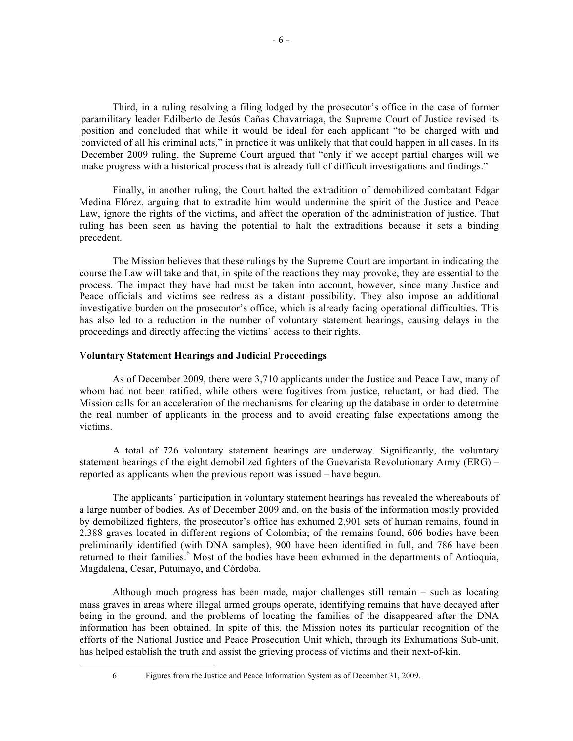Third, in a ruling resolving a filing lodged by the prosecutor's office in the case of former paramilitary leader Edilberto de Jesús Cañas Chavarriaga, the Supreme Court of Justice revised its position and concluded that while it would be ideal for each applicant "to be charged with and convicted of all his criminal acts," in practice it was unlikely that that could happen in all cases. In its December 2009 ruling, the Supreme Court argued that "only if we accept partial charges will we make progress with a historical process that is already full of difficult investigations and findings."

Finally, in another ruling, the Court halted the extradition of demobilized combatant Edgar Medina Flórez, arguing that to extradite him would undermine the spirit of the Justice and Peace Law, ignore the rights of the victims, and affect the operation of the administration of justice. That ruling has been seen as having the potential to halt the extraditions because it sets a binding precedent.

The Mission believes that these rulings by the Supreme Court are important in indicating the course the Law will take and that, in spite of the reactions they may provoke, they are essential to the process. The impact they have had must be taken into account, however, since many Justice and Peace officials and victims see redress as a distant possibility. They also impose an additional investigative burden on the prosecutor's office, which is already facing operational difficulties. This has also led to a reduction in the number of voluntary statement hearings, causing delays in the proceedings and directly affecting the victims' access to their rights.

**Voluntary Statement Hearings and Judicial Proceedings**

As of December 2009, there were 3,710 applicants under the Justice and Peace Law, many of whom had not been ratified, while others were fugitives from justice, reluctant, or had died. The Mission calls for an acceleration of the mechanisms for clearing up the database in order to determine the real number of applicants in the process and to avoid creating false expectations among the victims.

A total of 726 voluntary statement hearings are underway. Significantly, the voluntary statement hearings of the eight demobilized fighters of the Guevarista Revolutionary Army (ERG) – reported as applicants when the previous report was issued – have begun.

The applicants' participation in voluntary statement hearings has revealed the whereabouts of a large number of bodies. As of December 2009 and, on the basis of the information mostly provided by demobilized fighters, the prosecutor's office has exhumed 2,901 sets of human remains, found in 2,388 graves located in different regions of Colombia; of the remains found, 606 bodies have been preliminarily identified (with DNA samples), 900 have been identified in full, and 786 have been returned to their families.[6] Most of the bodies have been exhumed in the departments of Antioquia, Magdalena, Cesar, Putumayo, and Córdoba.

Although much progress has been made, major challenges still remain – such as locating mass graves in areas where illegal armed groups operate, identifying remains that have decayed after being in the ground, and the problems of locating the families of the disappeared after the DNA information has been obtained. In spite of this, the Mission notes its particular recognition of the efforts of the National Justice and Peace Prosecution Unit which, through its Exhumations Sub-unit, has helped establish the truth and assist the grieving process of victims and their next-of-kin.

6 Figures from the Justice and Peace Information System as of December 31, 2009.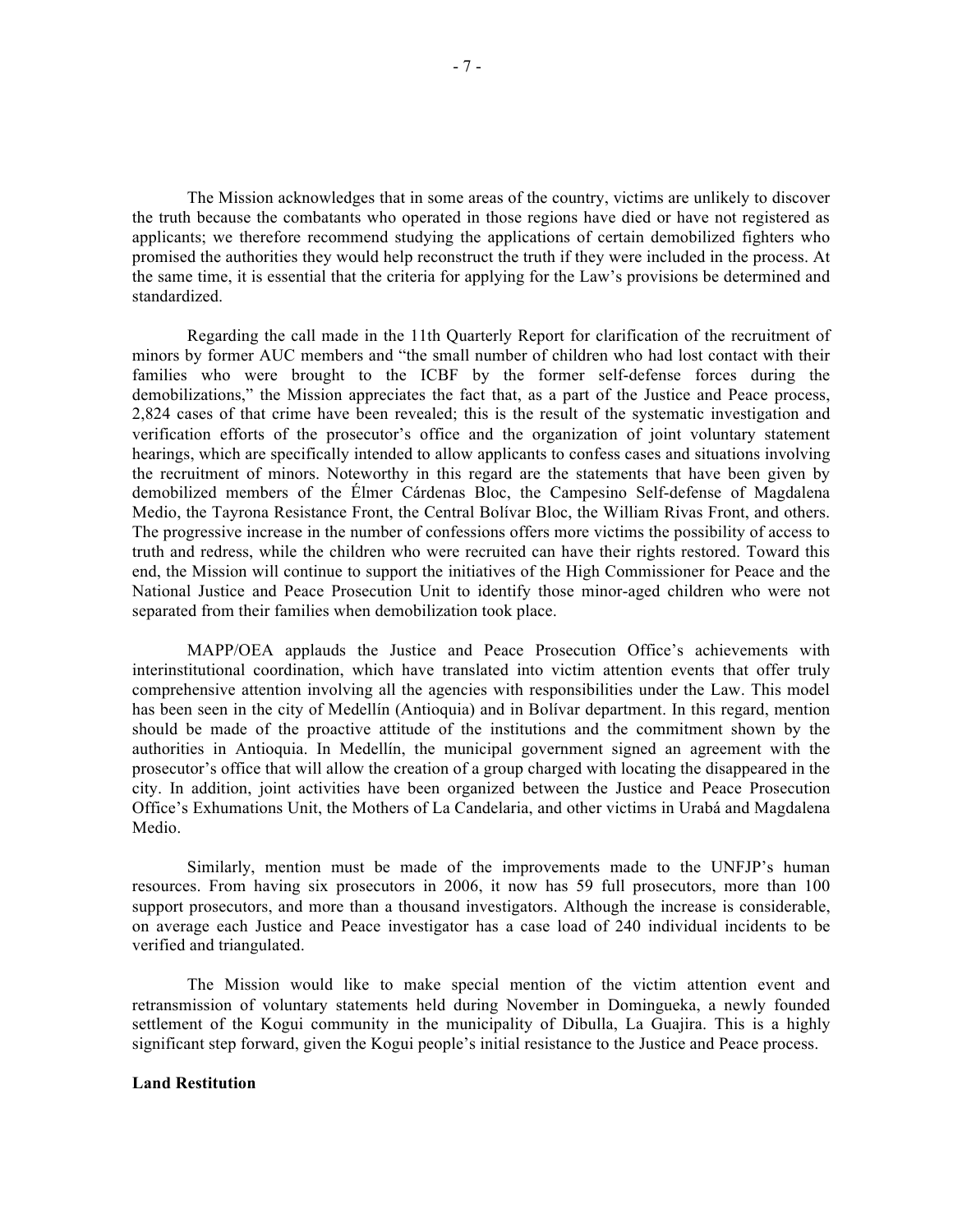The Mission acknowledges that in some areas of the country, victims are unlikely to discover the truth because the combatants who operated in those regions have died or have not registered as applicants; we therefore recommend studying the applications of certain demobilized fighters who promised the authorities they would help reconstruct the truth if they were included in the process. At the same time, it is essential that the criteria for applying for the Law's provisions be determined and standardized.

Regarding the call made in the 11th Quarterly Report for clarification of the recruitment of minors by former AUC members and "the small number of children who had lost contact with their families who were brought to the ICBF by the former self-defense forces during the demobilizations," the Mission appreciates the fact that, as a part of the Justice and Peace process, 2,824 cases of that crime have been revealed; this is the result of the systematic investigation and verification efforts of the prosecutor's office and the organization of joint voluntary statement hearings, which are specifically intended to allow applicants to confess cases and situations involving the recruitment of minors. Noteworthy in this regard are the statements that have been given by demobilized members of the Élmer Cárdenas Bloc, the Campesino Self-defense of Magdalena Medio, the Tayrona Resistance Front, the Central Bolívar Bloc, the William Rivas Front, and others. The progressive increase in the number of confessions offers more victims the possibility of access to truth and redress, while the children who were recruited can have their rights restored. Toward this end, the Mission will continue to support the initiatives of the High Commissioner for Peace and the National Justice and Peace Prosecution Unit to identify those minor-aged children who were not separated from their families when demobilization took place.

MAPP/OEA applauds the Justice and Peace Prosecution Office's achievements with interinstitutional coordination, which have translated into victim attention events that offer truly comprehensive attention involving all the agencies with responsibilities under the Law. This model has been seen in the city of Medellín (Antioquia) and in Bolívar department. In this regard, mention should be made of the proactive attitude of the institutions and the commitment shown by the authorities in Antioquia. In Medellín, the municipal government signed an agreement with the prosecutor's office that will allow the creation of a group charged with locating the disappeared in the city. In addition, joint activities have been organized between the Justice and Peace Prosecution Office's Exhumations Unit, the Mothers of La Candelaria, and other victims in Urabá and Magdalena Medio.

Similarly, mention must be made of the improvements made to the UNFJP's human resources. From having six prosecutors in 2006, it now has 59 full prosecutors, more than 100 support prosecutors, and more than a thousand investigators. Although the increase is considerable, on average each Justice and Peace investigator has a case load of 240 individual incidents to be verified and triangulated.

The Mission would like to make special mention of the victim attention event and retransmission of voluntary statements held during November in Domingueka, a newly founded settlement of the Kogui community in the municipality of Dibulla, La Guajira. This is a highly significant step forward, given the Kogui people's initial resistance to the Justice and Peace process.

**Land Restitution**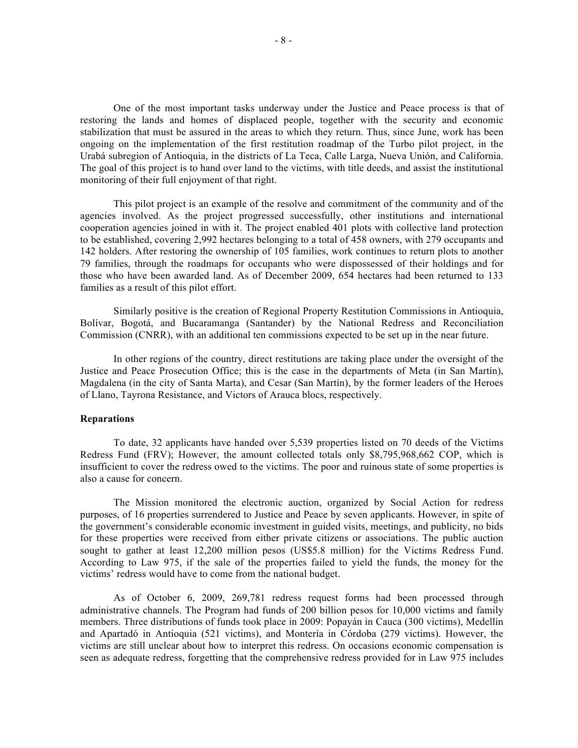One of the most important tasks underway under the Justice and Peace process is that of restoring the lands and homes of displaced people, together with the security and economic stabilization that must be assured in the areas to which they return. Thus, since June, work has been ongoing on the implementation of the first restitution roadmap of the Turbo pilot project, in the Urabá subregion of Antioquia, in the districts of La Teca, Calle Larga, Nueva Unión, and California. The goal of this project is to hand over land to the victims, with title deeds, and assist the institutional monitoring of their full enjoyment of that right.

This pilot project is an example of the resolve and commitment of the community and of the agencies involved. As the project progressed successfully, other institutions and international cooperation agencies joined in with it. The project enabled 401 plots with collective land protection to be established, covering 2,992 hectares belonging to a total of 458 owners, with 279 occupants and 142 holders. After restoring the ownership of 105 families, work continues to return plots to another 79 families, through the roadmaps for occupants who were dispossessed of their holdings and for those who have been awarded land. As of December 2009, 654 hectares had been returned to 133 families as a result of this pilot effort.

Similarly positive is the creation of Regional Property Restitution Commissions in Antioquia, Bolívar, Bogotá, and Bucaramanga (Santander) by the National Redress and Reconciliation Commission (CNRR), with an additional ten commissions expected to be set up in the near future.

In other regions of the country, direct restitutions are taking place under the oversight of the Justice and Peace Prosecution Office; this is the case in the departments of Meta (in San Martín), Magdalena (in the city of Santa Marta), and Cesar (San Martín), by the former leaders of the Heroes of Llano, Tayrona Resistance, and Victors of Arauca blocs, respectively.

**Reparations**

To date, 32 applicants have handed over 5,539 properties listed on 70 deeds of the Victims Redress Fund (FRV); However, the amount collected totals only $8,795,968,662 COP, which is insufficient to cover the redress owed to the victims. The poor and ruinous state of some properties is also a cause for concern.

The Mission monitored the electronic auction, organized by Social Action for redress purposes, of 16 properties surrendered to Justice and Peace by seven applicants. However, in spite of the government's considerable economic investment in guided visits, meetings, and publicity, no bids for these properties were received from either private citizens or associations. The public auction sought to gather at least 12,200 million pesos (US$5.8 million) for the Victims Redress Fund. According to Law 975, if the sale of the properties failed to yield the funds, the money for the victims' redress would have to come from the national budget.

As of October 6, 2009, 269,781 redress request forms had been processed through administrative channels. The Program had funds of 200 billion pesos for 10,000 victims and family members. Three distributions of funds took place in 2009: Popayán in Cauca (300 victims), Medellín and Apartadó in Antioquia (521 victims), and Montería in Córdoba (279 victims). However, the victims are still unclear about how to interpret this redress. On occasions economic compensation is seen as adequate redress, forgetting that the comprehensive redress provided for in Law 975 includes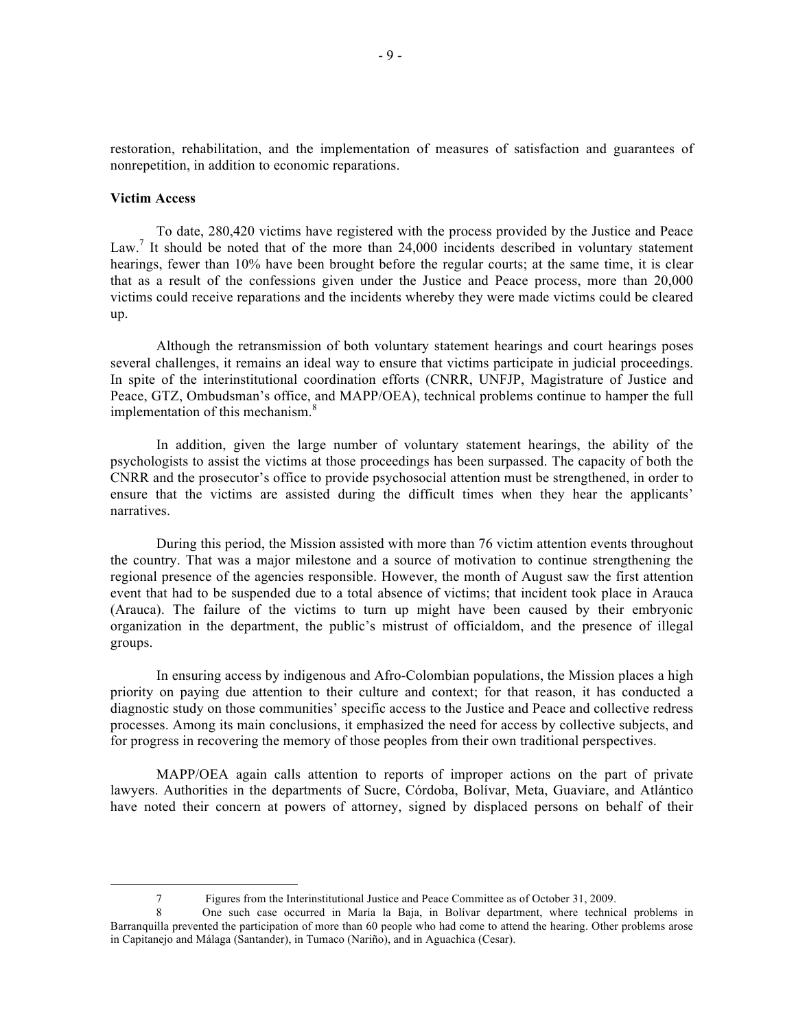restoration, rehabilitation, and the implementation of measures of satisfaction and guarantees of nonrepetition, in addition to economic reparations.

**Victim Access**

To date, 280,420 victims have registered with the process provided by the Justice and Peace Law.[7] It should be noted that of the more than 24,000 incidents described in voluntary statement hearings, fewer than 10% have been brought before the regular courts; at the same time, it is clear that as a result of the confessions given under the Justice and Peace process, more than 20,000 victims could receive reparations and the incidents whereby they were made victims could be cleared up.

Although the retransmission of both voluntary statement hearings and court hearings poses several challenges, it remains an ideal way to ensure that victims participate in judicial proceedings. In spite of the interinstitutional coordination efforts (CNRR, UNFJP, Magistrature of Justice and Peace, GTZ, Ombudsman's office, and MAPP/OEA), technical problems continue to hamper the full implementation of this mechanism.[8]

In addition, given the large number of voluntary statement hearings, the ability of the psychologists to assist the victims at those proceedings has been surpassed. The capacity of both the CNRR and the prosecutor's office to provide psychosocial attention must be strengthened, in order to ensure that the victims are assisted during the difficult times when they hear the applicants' narratives.

During this period, the Mission assisted with more than 76 victim attention events throughout the country. That was a major milestone and a source of motivation to continue strengthening the regional presence of the agencies responsible. However, the month of August saw the first attention event that had to be suspended due to a total absence of victims; that incident took place in Arauca (Arauca). The failure of the victims to turn up might have been caused by their embryonic organization in the department, the public's mistrust of officialdom, and the presence of illegal groups.

In ensuring access by indigenous and Afro-Colombian populations, the Mission places a high priority on paying due attention to their culture and context; for that reason, it has conducted a diagnostic study on those communities' specific access to the Justice and Peace and collective redress processes. Among its main conclusions, it emphasized the need for access by collective subjects, and for progress in recovering the memory of those peoples from their own traditional perspectives.

MAPP/OEA again calls attention to reports of improper actions on the part of private lawyers. Authorities in the departments of Sucre, Córdoba, Bolívar, Meta, Guaviare, and Atlántico have noted their concern at powers of attorney, signed by displaced persons on behalf of their

---

7 Figures from the Interinstitutional Justice and Peace Committee as of October 31, 2009.

8 One such case occurred in María la Baja, in Bolívar department, where technical problems in Barranquilla prevented the participation of more than 60 people who had come to attend the hearing. Other problems arose in Capitanejo and Málaga (Santander), in Tumaco (Nariño), and in Aguachica (Cesar).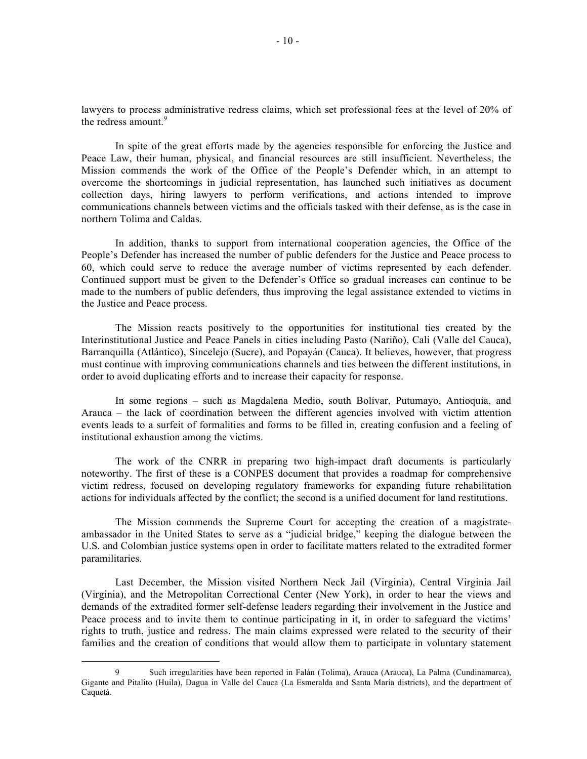lawyers to process administrative redress claims, which set professional fees at the level of 20% of the redress amount.[9]

In spite of the great efforts made by the agencies responsible for enforcing the Justice and Peace Law, their human, physical, and financial resources are still insufficient. Nevertheless, the Mission commends the work of the Office of the People's Defender which, in an attempt to overcome the shortcomings in judicial representation, has launched such initiatives as document collection days, hiring lawyers to perform verifications, and actions intended to improve communications channels between victims and the officials tasked with their defense, as is the case in northern Tolima and Caldas.

In addition, thanks to support from international cooperation agencies, the Office of the People's Defender has increased the number of public defenders for the Justice and Peace process to 60, which could serve to reduce the average number of victims represented by each defender. Continued support must be given to the Defender's Office so gradual increases can continue to be made to the numbers of public defenders, thus improving the legal assistance extended to victims in the Justice and Peace process.

The Mission reacts positively to the opportunities for institutional ties created by the Interinstitutional Justice and Peace Panels in cities including Pasto (Nariño), Cali (Valle del Cauca), Barranquilla (Atlántico), Sincelejo (Sucre), and Popayán (Cauca). It believes, however, that progress must continue with improving communications channels and ties between the different institutions, in order to avoid duplicating efforts and to increase their capacity for response.

In some regions – such as Magdalena Medio, south Bolívar, Putumayo, Antioquia, and Arauca – the lack of coordination between the different agencies involved with victim attention events leads to a surfeit of formalities and forms to be filled in, creating confusion and a feeling of institutional exhaustion among the victims.

The work of the CNRR in preparing two high-impact draft documents is particularly noteworthy. The first of these is a CONPES document that provides a roadmap for comprehensive victim redress, focused on developing regulatory frameworks for expanding future rehabilitation actions for individuals affected by the conflict; the second is a unified document for land restitutions.

The Mission commends the Supreme Court for accepting the creation of a magistrate-ambassador in the United States to serve as a "judicial bridge," keeping the dialogue between the U.S. and Colombian justice systems open in order to facilitate matters related to the extradited former paramilitaries.

Last December, the Mission visited Northern Neck Jail (Virginia), Central Virginia Jail (Virginia), and the Metropolitan Correctional Center (New York), in order to hear the views and demands of the extradited former self-defense leaders regarding their involvement in the Justice and Peace process and to invite them to continue participating in it, in order to safeguard the victims' rights to truth, justice and redress. The main claims expressed were related to the security of their families and the creation of conditions that would allow them to participate in voluntary statement

---

[9] Such irregularities have been reported in Falán (Tolima), Arauca (Arauca), La Palma (Cundinamarca), Gigante and Pitalito (Huila), Dagua in Valle del Cauca (La Esmeralda and Santa María districts), and the department of Caquetá.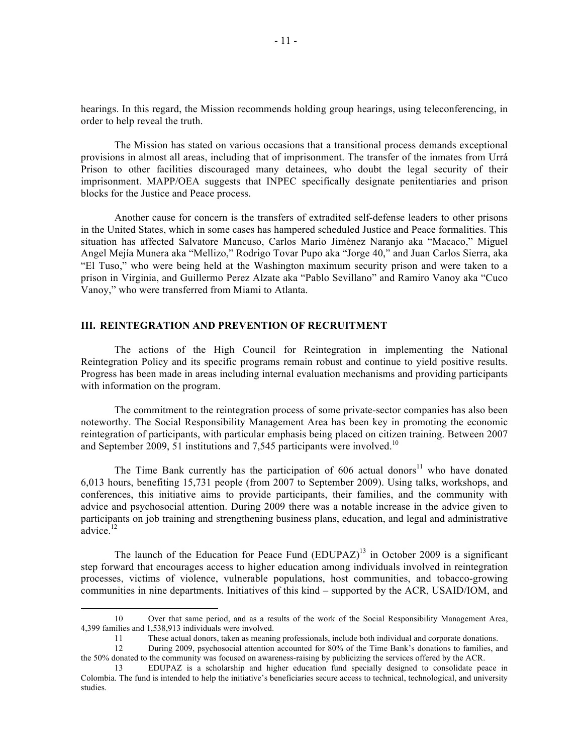hearings. In this regard, the Mission recommends holding group hearings, using teleconferencing, in order to help reveal the truth.

The Mission has stated on various occasions that a transitional process demands exceptional provisions in almost all areas, including that of imprisonment. The transfer of the inmates from Urrá Prison to other facilities discouraged many detainees, who doubt the legal security of their imprisonment. MAPP/OEA suggests that INPEC specifically designate penitentiaries and prison blocks for the Justice and Peace process.

Another cause for concern is the transfers of extradited self-defense leaders to other prisons in the United States, which in some cases has hampered scheduled Justice and Peace formalities. This situation has affected Salvatore Mancuso, Carlos Mario Jiménez Naranjo aka "Macaco," Miguel Angel Mejía Munera aka "Mellizo," Rodrigo Tovar Pupo aka "Jorge 40," and Juan Carlos Sierra, aka "El Tuso," who were being held at the Washington maximum security prison and were taken to a prison in Virginia, and Guillermo Perez Alzate aka "Pablo Sevillano" and Ramiro Vanoy aka "Cuco Vanoy," who were transferred from Miami to Atlanta.

## III. REINTEGRATION AND PREVENTION OF RECRUITMENT

The actions of the High Council for Reintegration in implementing the National Reintegration Policy and its specific programs remain robust and continue to yield positive results. Progress has been made in areas including internal evaluation mechanisms and providing participants with information on the program.

The commitment to the reintegration process of some private-sector companies has also been noteworthy. The Social Responsibility Management Area has been key in promoting the economic reintegration of participants, with particular emphasis being placed on citizen training. Between 2007 and September 2009, 51 institutions and 7,545 participants were involved.[10]

The Time Bank currently has the participation of 606 actual donors[11] who have donated 6,013 hours, benefiting 15,731 people (from 2007 to September 2009). Using talks, workshops, and conferences, this initiative aims to provide participants, their families, and the community with advice and psychosocial attention. During 2009 there was a notable increase in the advice given to participants on job training and strengthening business plans, education, and legal and administrative advice.[12]

The launch of the Education for Peace Fund (EDUPAZ)[13] in October 2009 is a significant step forward that encourages access to higher education among individuals involved in reintegration processes, victims of violence, vulnerable populations, host communities, and tobacco-growing communities in nine departments. Initiatives of this kind – supported by the ACR, USAID/IOM, and

---

10 Over that same period, and as a results of the work of the Social Responsibility Management Area, 4,399 families and 1,538,913 individuals were involved.

11 These actual donors, taken as meaning professionals, include both individual and corporate donations.

12 During 2009, psychosocial attention accounted for 80% of the Time Bank's donations to families, and the 50% donated to the community was focused on awareness-raising by publicizing the services offered by the ACR.

13 EDUPAZ is a scholarship and higher education fund specially designed to consolidate peace in Colombia. The fund is intended to help the initiative's beneficiaries secure access to technical, technological, and university studies.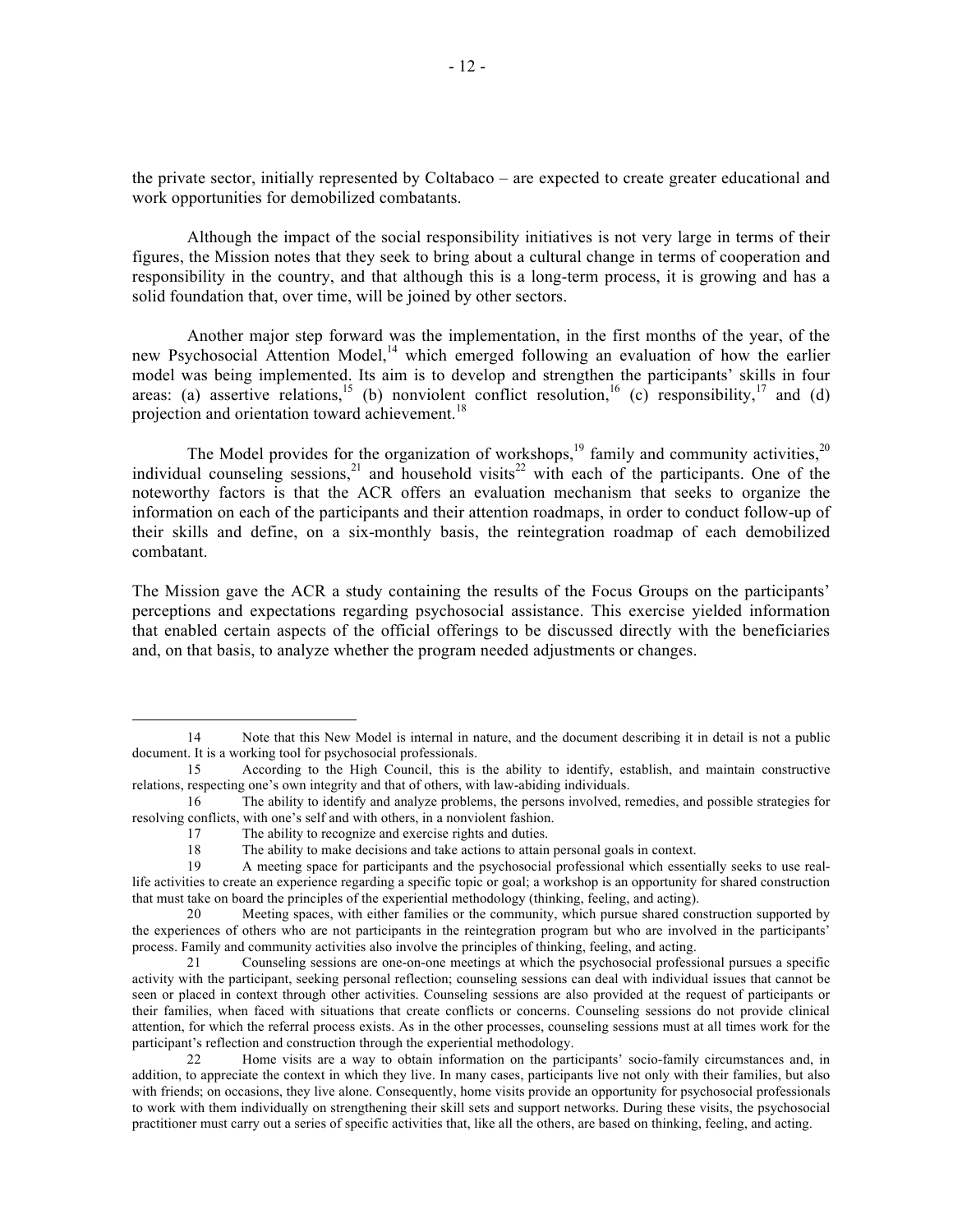the private sector, initially represented by Coltabaco – are expected to create greater educational and work opportunities for demobilized combatants.

Although the impact of the social responsibility initiatives is not very large in terms of their figures, the Mission notes that they seek to bring about a cultural change in terms of cooperation and responsibility in the country, and that although this is a long-term process, it is growing and has a solid foundation that, over time, will be joined by other sectors.

Another major step forward was the implementation, in the first months of the year, of the new Psychosocial Attention Model,[14] which emerged following an evaluation of how the earlier model was being implemented. Its aim is to develop and strengthen the participants' skills in four areas: (a) assertive relations,[15] (b) nonviolent conflict resolution,[16] (c) responsibility,[17] and (d) projection and orientation toward achievement.[18]

The Model provides for the organization of workshops,[19] family and community activities,[20] individual counseling sessions,[21] and household visits[22] with each of the participants. One of the noteworthy factors is that the ACR offers an evaluation mechanism that seeks to organize the information on each of the participants and their attention roadmaps, in order to conduct follow-up of their skills and define, on a six-monthly basis, the reintegration roadmap of each demobilized combatant.

The Mission gave the ACR a study containing the results of the Focus Groups on the participants' perceptions and expectations regarding psychosocial assistance. This exercise yielded information that enabled certain aspects of the official offerings to be discussed directly with the beneficiaries and, on that basis, to analyze whether the program needed adjustments or changes.

---

14 Note that this New Model is internal in nature, and the document describing it in detail is not a public document. It is a working tool for psychosocial professionals.

15 According to the High Council, this is the ability to identify, establish, and maintain constructive relations, respecting one's own integrity and that of others, with law-abiding individuals.

16 The ability to identify and analyze problems, the persons involved, remedies, and possible strategies for resolving conflicts, with one's self and with others, in a nonviolent fashion.

17 The ability to recognize and exercise rights and duties.

18 The ability to make decisions and take actions to attain personal goals in context.

19 A meeting space for participants and the psychosocial professional which essentially seeks to use real-life activities to create an experience regarding a specific topic or goal; a workshop is an opportunity for shared construction that must take on board the principles of the experiential methodology (thinking, feeling, and acting).

20 Meeting spaces, with either families or the community, which pursue shared construction supported by the experiences of others who are not participants in the reintegration program but who are involved in the participants' process. Family and community activities also involve the principles of thinking, feeling, and acting.

21 Counseling sessions are one-on-one meetings at which the psychosocial professional pursues a specific activity with the participant, seeking personal reflection; counseling sessions can deal with individual issues that cannot be seen or placed in context through other activities. Counseling sessions are also provided at the request of participants or their families, when faced with situations that create conflicts or concerns. Counseling sessions do not provide clinical attention, for which the referral process exists. As in the other processes, counseling sessions must at all times work for the participant's reflection and construction through the experiential methodology.

22 Home visits are a way to obtain information on the participants' socio-family circumstances and, in addition, to appreciate the context in which they live. In many cases, participants live not only with their families, but also with friends; on occasions, they live alone. Consequently, home visits provide an opportunity for psychosocial professionals to work with them individually on strengthening their skill sets and support networks. During these visits, the psychosocial practitioner must carry out a series of specific activities that, like all the others, are based on thinking, feeling, and acting.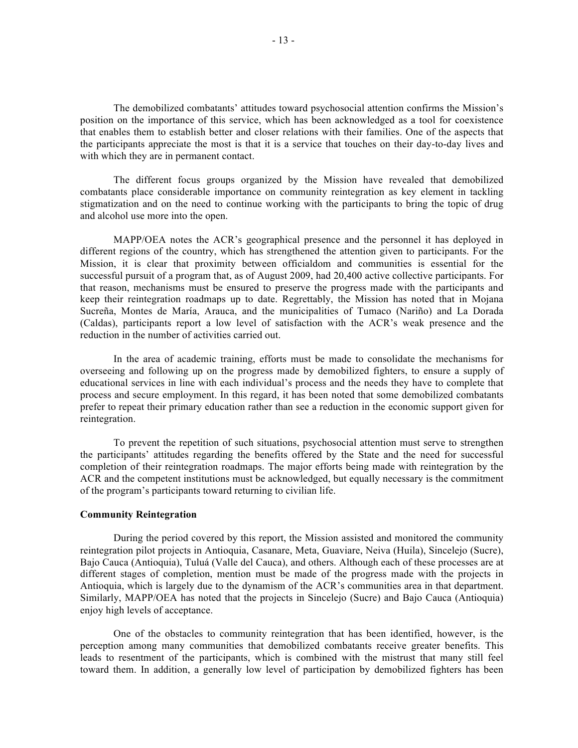The demobilized combatants' attitudes toward psychosocial attention confirms the Mission's position on the importance of this service, which has been acknowledged as a tool for coexistence that enables them to establish better and closer relations with their families. One of the aspects that the participants appreciate the most is that it is a service that touches on their day-to-day lives and with which they are in permanent contact.

The different focus groups organized by the Mission have revealed that demobilized combatants place considerable importance on community reintegration as key element in tackling stigmatization and on the need to continue working with the participants to bring the topic of drug and alcohol use more into the open.

MAPP/OEA notes the ACR's geographical presence and the personnel it has deployed in different regions of the country, which has strengthened the attention given to participants. For the Mission, it is clear that proximity between officialdom and communities is essential for the successful pursuit of a program that, as of August 2009, had 20,400 active collective participants. For that reason, mechanisms must be ensured to preserve the progress made with the participants and keep their reintegration roadmaps up to date. Regrettably, the Mission has noted that in Mojana Sucreña, Montes de María, Arauca, and the municipalities of Tumaco (Nariño) and La Dorada (Caldas), participants report a low level of satisfaction with the ACR's weak presence and the reduction in the number of activities carried out.

In the area of academic training, efforts must be made to consolidate the mechanisms for overseeing and following up on the progress made by demobilized fighters, to ensure a supply of educational services in line with each individual's process and the needs they have to complete that process and secure employment. In this regard, it has been noted that some demobilized combatants prefer to repeat their primary education rather than see a reduction in the economic support given for reintegration.

To prevent the repetition of such situations, psychosocial attention must serve to strengthen the participants' attitudes regarding the benefits offered by the State and the need for successful completion of their reintegration roadmaps. The major efforts being made with reintegration by the ACR and the competent institutions must be acknowledged, but equally necessary is the commitment of the program's participants toward returning to civilian life.

**Community Reintegration**

During the period covered by this report, the Mission assisted and monitored the community reintegration pilot projects in Antioquia, Casanare, Meta, Guaviare, Neiva (Huila), Sincelejo (Sucre), Bajo Cauca (Antioquia), Tuluá (Valle del Cauca), and others. Although each of these processes are at different stages of completion, mention must be made of the progress made with the projects in Antioquia, which is largely due to the dynamism of the ACR's communities area in that department. Similarly, MAPP/OEA has noted that the projects in Sincelejo (Sucre) and Bajo Cauca (Antioquia) enjoy high levels of acceptance.

One of the obstacles to community reintegration that has been identified, however, is the perception among many communities that demobilized combatants receive greater benefits. This leads to resentment of the participants, which is combined with the mistrust that many still feel toward them. In addition, a generally low level of participation by demobilized fighters has been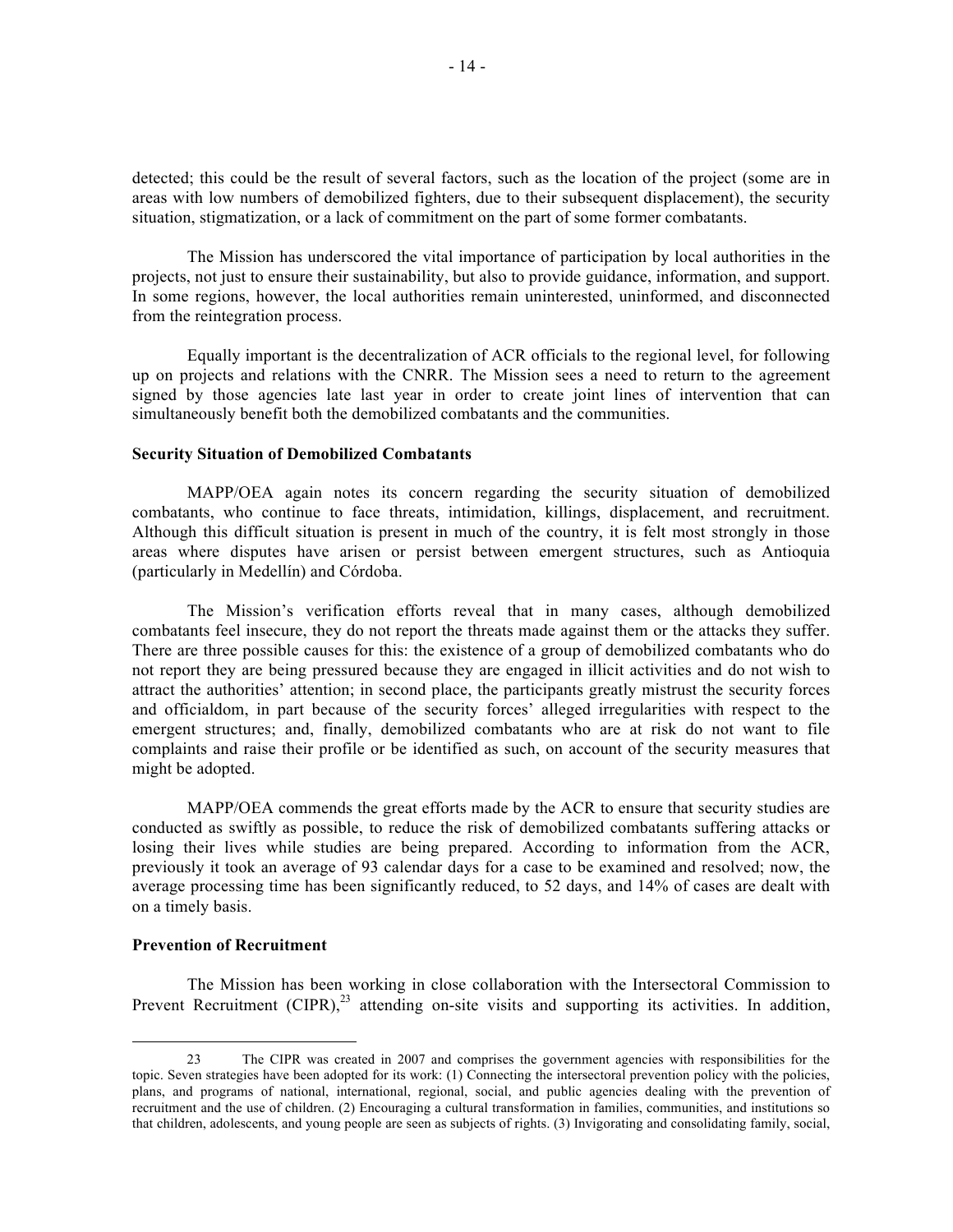detected; this could be the result of several factors, such as the location of the project (some are in areas with low numbers of demobilized fighters, due to their subsequent displacement), the security situation, stigmatization, or a lack of commitment on the part of some former combatants.

The Mission has underscored the vital importance of participation by local authorities in the projects, not just to ensure their sustainability, but also to provide guidance, information, and support. In some regions, however, the local authorities remain uninterested, uninformed, and disconnected from the reintegration process.

Equally important is the decentralization of ACR officials to the regional level, for following up on projects and relations with the CNRR. The Mission sees a need to return to the agreement signed by those agencies late last year in order to create joint lines of intervention that can simultaneously benefit both the demobilized combatants and the communities.

**Security Situation of Demobilized Combatants**

MAPP/OEA again notes its concern regarding the security situation of demobilized combatants, who continue to face threats, intimidation, killings, displacement, and recruitment. Although this difficult situation is present in much of the country, it is felt most strongly in those areas where disputes have arisen or persist between emergent structures, such as Antioquia (particularly in Medellín) and Córdoba.

The Mission's verification efforts reveal that in many cases, although demobilized combatants feel insecure, they do not report the threats made against them or the attacks they suffer. There are three possible causes for this: the existence of a group of demobilized combatants who do not report they are being pressured because they are engaged in illicit activities and do not wish to attract the authorities' attention; in second place, the participants greatly mistrust the security forces and officialdom, in part because of the security forces' alleged irregularities with respect to the emergent structures; and, finally, demobilized combatants who are at risk do not want to file complaints and raise their profile or be identified as such, on account of the security measures that might be adopted.

MAPP/OEA commends the great efforts made by the ACR to ensure that security studies are conducted as swiftly as possible, to reduce the risk of demobilized combatants suffering attacks or losing their lives while studies are being prepared. According to information from the ACR, previously it took an average of 93 calendar days for a case to be examined and resolved; now, the average processing time has been significantly reduced, to 52 days, and 14% of cases are dealt with on a timely basis.

**Prevention of Recruitment**

The Mission has been working in close collaboration with the Intersectoral Commission to Prevent Recruitment (CIPR),[23] attending on-site visits and supporting its activities. In addition,

---

23 The CIPR was created in 2007 and comprises the government agencies with responsibilities for the topic. Seven strategies have been adopted for its work: (1) Connecting the intersectoral prevention policy with the policies, plans, and programs of national, international, regional, social, and public agencies dealing with the prevention of recruitment and the use of children. (2) Encouraging a cultural transformation in families, communities, and institutions so that children, adolescents, and young people are seen as subjects of rights. (3) Invigorating and consolidating family, social,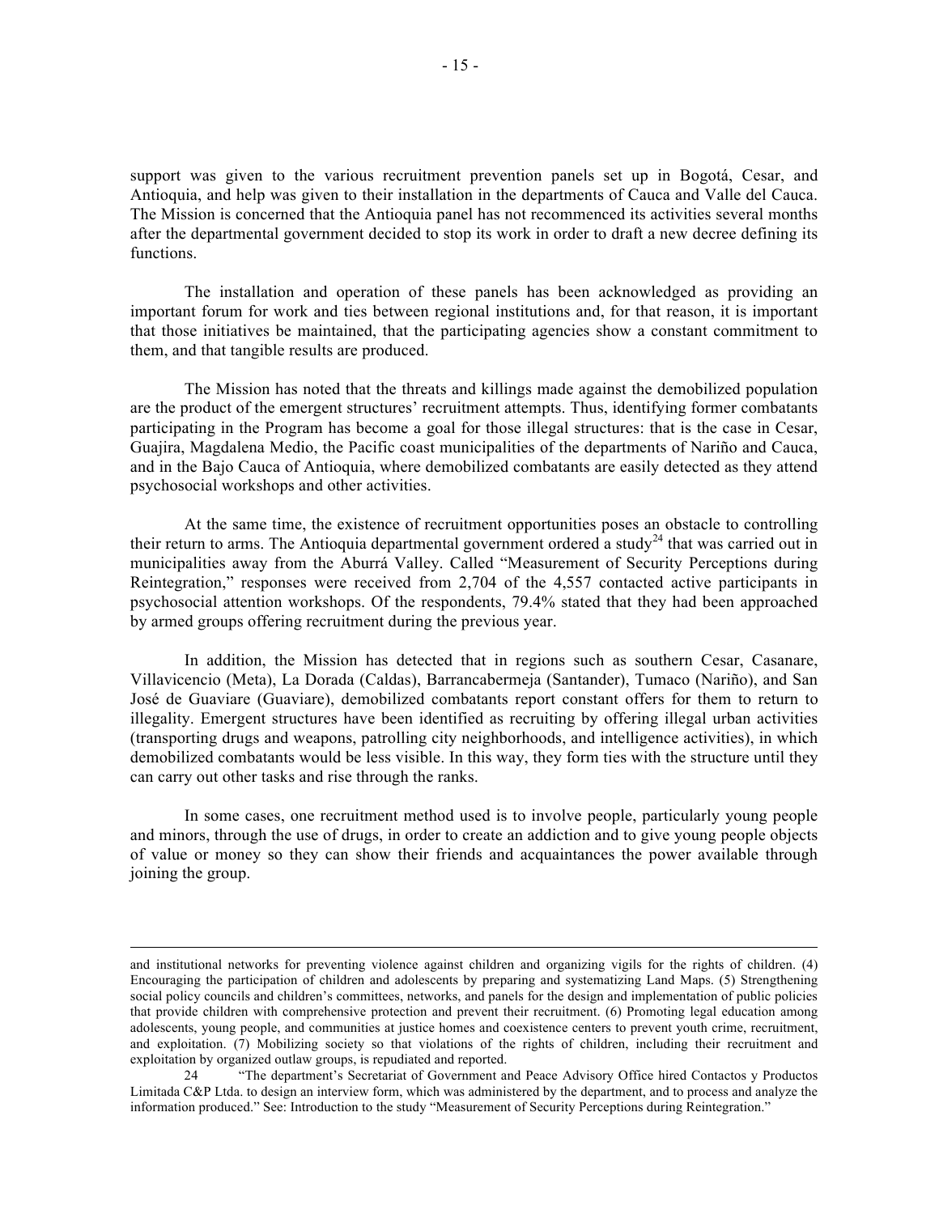support was given to the various recruitment prevention panels set up in Bogotá, Cesar, and Antioquia, and help was given to their installation in the departments of Cauca and Valle del Cauca. The Mission is concerned that the Antioquia panel has not recommenced its activities several months after the departmental government decided to stop its work in order to draft a new decree defining its functions.

The installation and operation of these panels has been acknowledged as providing an important forum for work and ties between regional institutions and, for that reason, it is important that those initiatives be maintained, that the participating agencies show a constant commitment to them, and that tangible results are produced.

The Mission has noted that the threats and killings made against the demobilized population are the product of the emergent structures' recruitment attempts. Thus, identifying former combatants participating in the Program has become a goal for those illegal structures: that is the case in Cesar, Guajira, Magdalena Medio, the Pacific coast municipalities of the departments of Nariño and Cauca, and in the Bajo Cauca of Antioquia, where demobilized combatants are easily detected as they attend psychosocial workshops and other activities.

At the same time, the existence of recruitment opportunities poses an obstacle to controlling their return to arms. The Antioquia departmental government ordered a study[24] that was carried out in municipalities away from the Aburrá Valley. Called "Measurement of Security Perceptions during Reintegration," responses were received from 2,704 of the 4,557 contacted active participants in psychosocial attention workshops. Of the respondents, 79.4% stated that they had been approached by armed groups offering recruitment during the previous year.

In addition, the Mission has detected that in regions such as southern Cesar, Casanare, Villavicencio (Meta), La Dorada (Caldas), Barrancabermeja (Santander), Tumaco (Nariño), and San José de Guaviare (Guaviare), demobilized combatants report constant offers for them to return to illegality. Emergent structures have been identified as recruiting by offering illegal urban activities (transporting drugs and weapons, patrolling city neighborhoods, and intelligence activities), in which demobilized combatants would be less visible. In this way, they form ties with the structure until they can carry out other tasks and rise through the ranks.

In some cases, one recruitment method used is to involve people, particularly young people and minors, through the use of drugs, in order to create an addiction and to give young people objects of value or money so they can show their friends and acquaintances the power available through joining the group.

---

and institutional networks for preventing violence against children and organizing vigils for the rights of children. (4) Encouraging the participation of children and adolescents by preparing and systematizing Land Maps. (5) Strengthening social policy councils and children's committees, networks, and panels for the design and implementation of public policies that provide children with comprehensive protection and prevent their recruitment. (6) Promoting legal education among adolescents, young people, and communities at justice homes and coexistence centers to prevent youth crime, recruitment, and exploitation. (7) Mobilizing society so that violations of the rights of children, including their recruitment and exploitation by organized outlaw groups, is repudiated and reported.

24 "The department's Secretariat of Government and Peace Advisory Office hired Contactos y Productos Limitada C&P Ltda. to design an interview form, which was administered by the department, and to process and analyze the information produced." See: Introduction to the study "Measurement of Security Perceptions during Reintegration."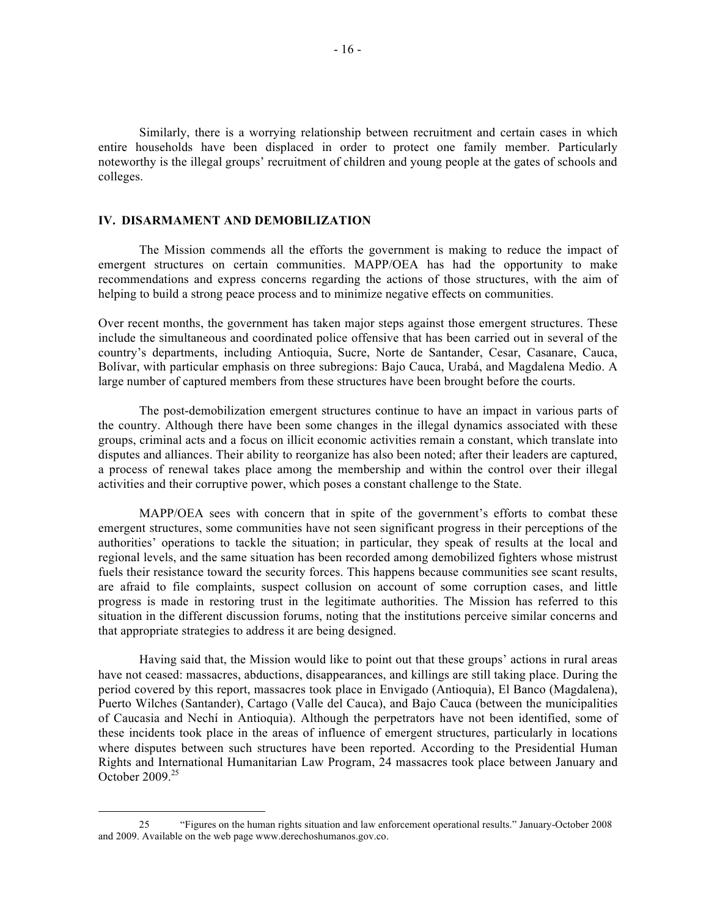Similarly, there is a worrying relationship between recruitment and certain cases in which entire households have been displaced in order to protect one family member. Particularly noteworthy is the illegal groups' recruitment of children and young people at the gates of schools and colleges.

## IV. DISARMAMENT AND DEMOBILIZATION

The Mission commends all the efforts the government is making to reduce the impact of emergent structures on certain communities. MAPP/OEA has had the opportunity to make recommendations and express concerns regarding the actions of those structures, with the aim of helping to build a strong peace process and to minimize negative effects on communities.

Over recent months, the government has taken major steps against those emergent structures. These include the simultaneous and coordinated police offensive that has been carried out in several of the country's departments, including Antioquia, Sucre, Norte de Santander, Cesar, Casanare, Cauca, Bolívar, with particular emphasis on three subregions: Bajo Cauca, Urabá, and Magdalena Medio. A large number of captured members from these structures have been brought before the courts.

The post-demobilization emergent structures continue to have an impact in various parts of the country. Although there have been some changes in the illegal dynamics associated with these groups, criminal acts and a focus on illicit economic activities remain a constant, which translate into disputes and alliances. Their ability to reorganize has also been noted; after their leaders are captured, a process of renewal takes place among the membership and within the control over their illegal activities and their corruptive power, which poses a constant challenge to the State.

MAPP/OEA sees with concern that in spite of the government's efforts to combat these emergent structures, some communities have not seen significant progress in their perceptions of the authorities' operations to tackle the situation; in particular, they speak of results at the local and regional levels, and the same situation has been recorded among demobilized fighters whose mistrust fuels their resistance toward the security forces. This happens because communities see scant results, are afraid to file complaints, suspect collusion on account of some corruption cases, and little progress is made in restoring trust in the legitimate authorities. The Mission has referred to this situation in the different discussion forums, noting that the institutions perceive similar concerns and that appropriate strategies to address it are being designed.

Having said that, the Mission would like to point out that these groups' actions in rural areas have not ceased: massacres, abductions, disappearances, and killings are still taking place. During the period covered by this report, massacres took place in Envigado (Antioquia), El Banco (Magdalena), Puerto Wilches (Santander), Cartago (Valle del Cauca), and Bajo Cauca (between the municipalities of Caucasia and Nechí in Antioquia). Although the perpetrators have not been identified, some of these incidents took place in the areas of influence of emergent structures, particularly in locations where disputes between such structures have been reported. According to the Presidential Human Rights and International Humanitarian Law Program, 24 massacres took place between January and October 2009.[25]

---

25 "Figures on the human rights situation and law enforcement operational results." January-October 2008 and 2009. Available on the web page www.derechoshumanos.gov.co.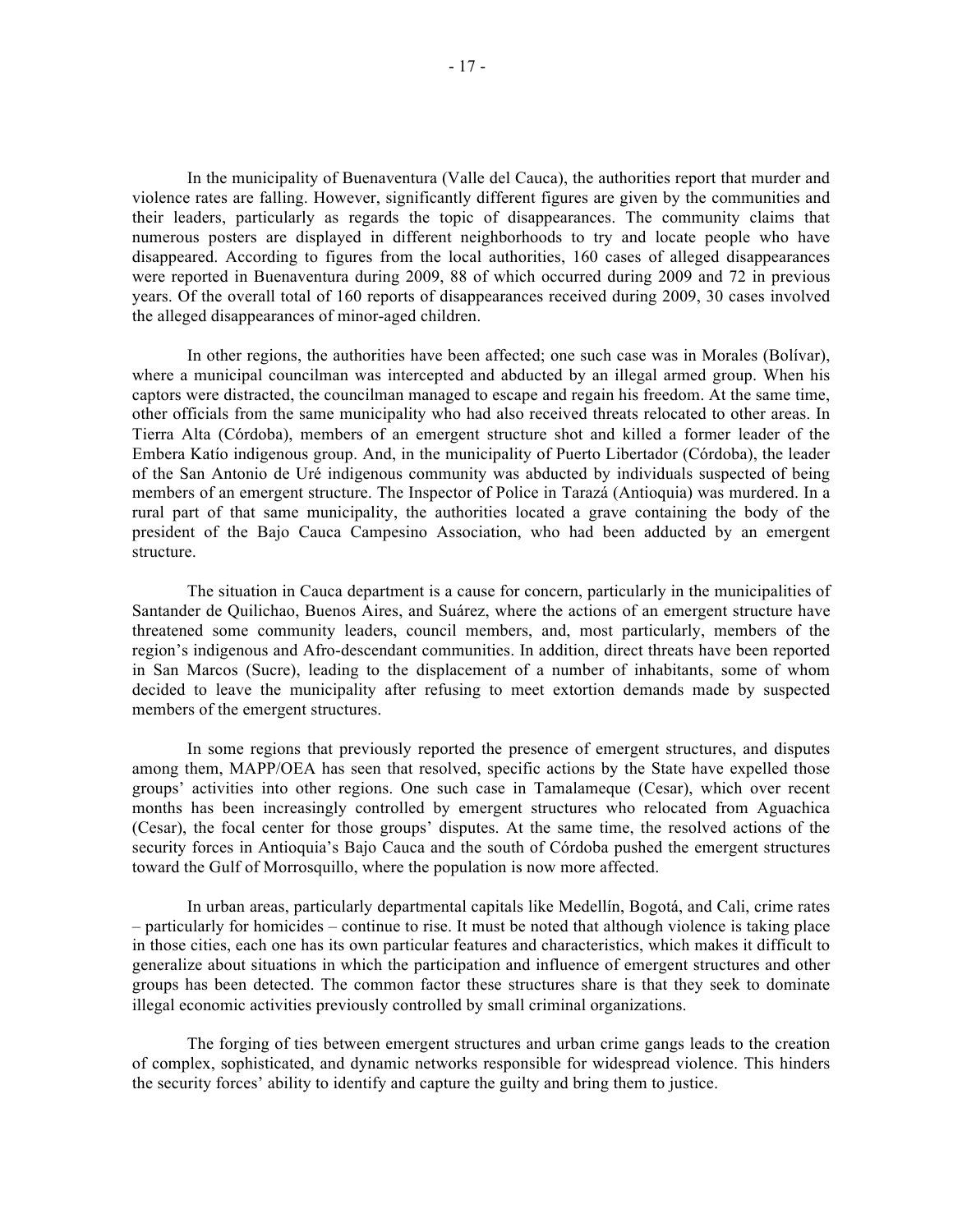In the municipality of Buenaventura (Valle del Cauca), the authorities report that murder and violence rates are falling. However, significantly different figures are given by the communities and their leaders, particularly as regards the topic of disappearances. The community claims that numerous posters are displayed in different neighborhoods to try and locate people who have disappeared. According to figures from the local authorities, 160 cases of alleged disappearances were reported in Buenaventura during 2009, 88 of which occurred during 2009 and 72 in previous years. Of the overall total of 160 reports of disappearances received during 2009, 30 cases involved the alleged disappearances of minor-aged children.

In other regions, the authorities have been affected; one such case was in Morales (Bolívar), where a municipal councilman was intercepted and abducted by an illegal armed group. When his captors were distracted, the councilman managed to escape and regain his freedom. At the same time, other officials from the same municipality who had also received threats relocated to other areas. In Tierra Alta (Córdoba), members of an emergent structure shot and killed a former leader of the Embera Katío indigenous group. And, in the municipality of Puerto Libertador (Córdoba), the leader of the San Antonio de Uré indigenous community was abducted by individuals suspected of being members of an emergent structure. The Inspector of Police in Tarazá (Antioquia) was murdered. In a rural part of that same municipality, the authorities located a grave containing the body of the president of the Bajo Cauca Campesino Association, who had been adducted by an emergent structure.

The situation in Cauca department is a cause for concern, particularly in the municipalities of Santander de Quilichao, Buenos Aires, and Suárez, where the actions of an emergent structure have threatened some community leaders, council members, and, most particularly, members of the region's indigenous and Afro-descendant communities. In addition, direct threats have been reported in San Marcos (Sucre), leading to the displacement of a number of inhabitants, some of whom decided to leave the municipality after refusing to meet extortion demands made by suspected members of the emergent structures.

In some regions that previously reported the presence of emergent structures, and disputes among them, MAPP/OEA has seen that resolved, specific actions by the State have expelled those groups' activities into other regions. One such case in Tamalameque (Cesar), which over recent months has been increasingly controlled by emergent structures who relocated from Aguachica (Cesar), the focal center for those groups' disputes. At the same time, the resolved actions of the security forces in Antioquia's Bajo Cauca and the south of Córdoba pushed the emergent structures toward the Gulf of Morrosquillo, where the population is now more affected.

In urban areas, particularly departmental capitals like Medellín, Bogotá, and Cali, crime rates – particularly for homicides – continue to rise. It must be noted that although violence is taking place in those cities, each one has its own particular features and characteristics, which makes it difficult to generalize about situations in which the participation and influence of emergent structures and other groups has been detected. The common factor these structures share is that they seek to dominate illegal economic activities previously controlled by small criminal organizations.

The forging of ties between emergent structures and urban crime gangs leads to the creation of complex, sophisticated, and dynamic networks responsible for widespread violence. This hinders the security forces' ability to identify and capture the guilty and bring them to justice.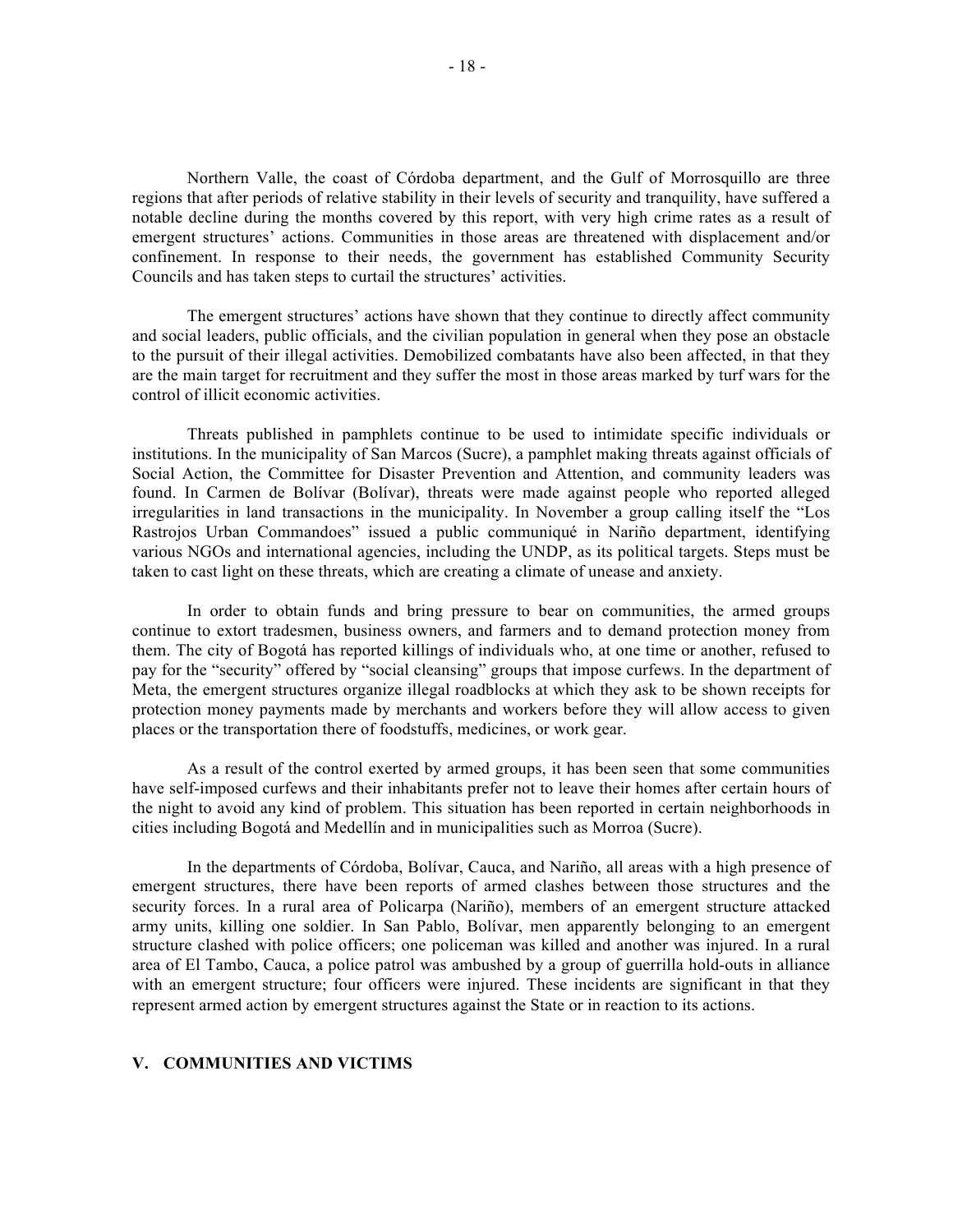Northern Valle, the coast of Córdoba department, and the Gulf of Morrosquillo are three regions that after periods of relative stability in their levels of security and tranquility, have suffered a notable decline during the months covered by this report, with very high crime rates as a result of emergent structures' actions. Communities in those areas are threatened with displacement and/or confinement. In response to their needs, the government has established Community Security Councils and has taken steps to curtail the structures' activities.

The emergent structures' actions have shown that they continue to directly affect community and social leaders, public officials, and the civilian population in general when they pose an obstacle to the pursuit of their illegal activities. Demobilized combatants have also been affected, in that they are the main target for recruitment and they suffer the most in those areas marked by turf wars for the control of illicit economic activities.

Threats published in pamphlets continue to be used to intimidate specific individuals or institutions. In the municipality of San Marcos (Sucre), a pamphlet making threats against officials of Social Action, the Committee for Disaster Prevention and Attention, and community leaders was found. In Carmen de Bolívar (Bolívar), threats were made against people who reported alleged irregularities in land transactions in the municipality. In November a group calling itself the "Los Rastrojos Urban Commandoes" issued a public communiqué in Nariño department, identifying various NGOs and international agencies, including the UNDP, as its political targets. Steps must be taken to cast light on these threats, which are creating a climate of unease and anxiety.

In order to obtain funds and bring pressure to bear on communities, the armed groups continue to extort tradesmen, business owners, and farmers and to demand protection money from them. The city of Bogotá has reported killings of individuals who, at one time or another, refused to pay for the "security" offered by "social cleansing" groups that impose curfews. In the department of Meta, the emergent structures organize illegal roadblocks at which they ask to be shown receipts for protection money payments made by merchants and workers before they will allow access to given places or the transportation there of foodstuffs, medicines, or work gear.

As a result of the control exerted by armed groups, it has been seen that some communities have self-imposed curfews and their inhabitants prefer not to leave their homes after certain hours of the night to avoid any kind of problem. This situation has been reported in certain neighborhoods in cities including Bogotá and Medellín and in municipalities such as Morroa (Sucre).

In the departments of Córdoba, Bolívar, Cauca, and Nariño, all areas with a high presence of emergent structures, there have been reports of armed clashes between those structures and the security forces. In a rural area of Policarpa (Nariño), members of an emergent structure attacked army units, killing one soldier. In San Pablo, Bolívar, men apparently belonging to an emergent structure clashed with police officers; one policeman was killed and another was injured. In a rural area of El Tambo, Cauca, a police patrol was ambushed by a group of guerrilla hold-outs in alliance with an emergent structure; four officers were injured. These incidents are significant in that they represent armed action by emergent structures against the State or in reaction to its actions.

## V. COMMUNITIES AND VICTIMS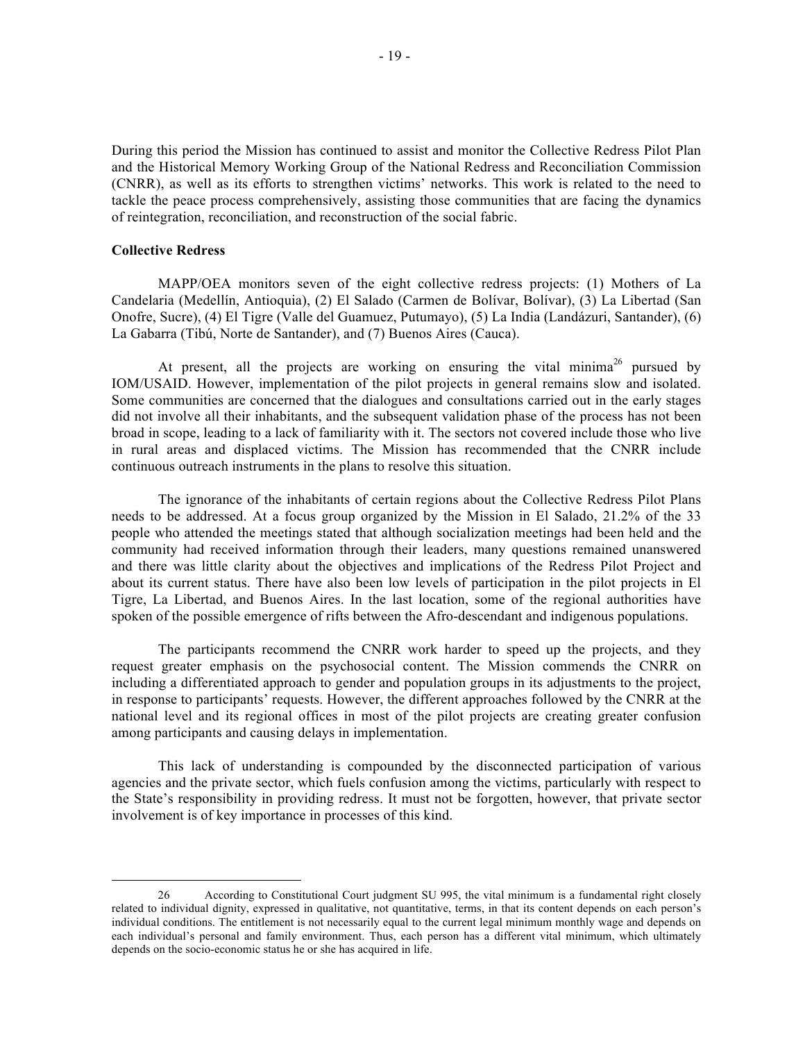During this period the Mission has continued to assist and monitor the Collective Redress Pilot Plan and the Historical Memory Working Group of the National Redress and Reconciliation Commission (CNRR), as well as its efforts to strengthen victims' networks. This work is related to the need to tackle the peace process comprehensively, assisting those communities that are facing the dynamics of reintegration, reconciliation, and reconstruction of the social fabric.

**Collective Redress**

MAPP/OEA monitors seven of the eight collective redress projects: (1) Mothers of La Candelaria (Medellín, Antioquia), (2) El Salado (Carmen de Bolívar, Bolívar), (3) La Libertad (San Onofre, Sucre), (4) El Tigre (Valle del Guamuez, Putumayo), (5) La India (Landázuri, Santander), (6) La Gabarra (Tibú, Norte de Santander), and (7) Buenos Aires (Cauca).

At present, all the projects are working on ensuring the vital minima[26] pursued by IOM/USAID. However, implementation of the pilot projects in general remains slow and isolated. Some communities are concerned that the dialogues and consultations carried out in the early stages did not involve all their inhabitants, and the subsequent validation phase of the process has not been broad in scope, leading to a lack of familiarity with it. The sectors not covered include those who live in rural areas and displaced victims. The Mission has recommended that the CNRR include continuous outreach instruments in the plans to resolve this situation.

The ignorance of the inhabitants of certain regions about the Collective Redress Pilot Plans needs to be addressed. At a focus group organized by the Mission in El Salado, 21.2% of the 33 people who attended the meetings stated that although socialization meetings had been held and the community had received information through their leaders, many questions remained unanswered and there was little clarity about the objectives and implications of the Redress Pilot Project and about its current status. There have also been low levels of participation in the pilot projects in El Tigre, La Libertad, and Buenos Aires. In the last location, some of the regional authorities have spoken of the possible emergence of rifts between the Afro-descendant and indigenous populations.

The participants recommend the CNRR work harder to speed up the projects, and they request greater emphasis on the psychosocial content. The Mission commends the CNRR on including a differentiated approach to gender and population groups in its adjustments to the project, in response to participants' requests. However, the different approaches followed by the CNRR at the national level and its regional offices in most of the pilot projects are creating greater confusion among participants and causing delays in implementation.

This lack of understanding is compounded by the disconnected participation of various agencies and the private sector, which fuels confusion among the victims, particularly with respect to the State's responsibility in providing redress. It must not be forgotten, however, that private sector involvement is of key importance in processes of this kind.

---

26 According to Constitutional Court judgment SU 995, the vital minimum is a fundamental right closely related to individual dignity, expressed in qualitative, not quantitative, terms, in that its content depends on each person's individual conditions. The entitlement is not necessarily equal to the current legal minimum monthly wage and depends on each individual's personal and family environment. Thus, each person has a different vital minimum, which ultimately depends on the socio-economic status he or she has acquired in life.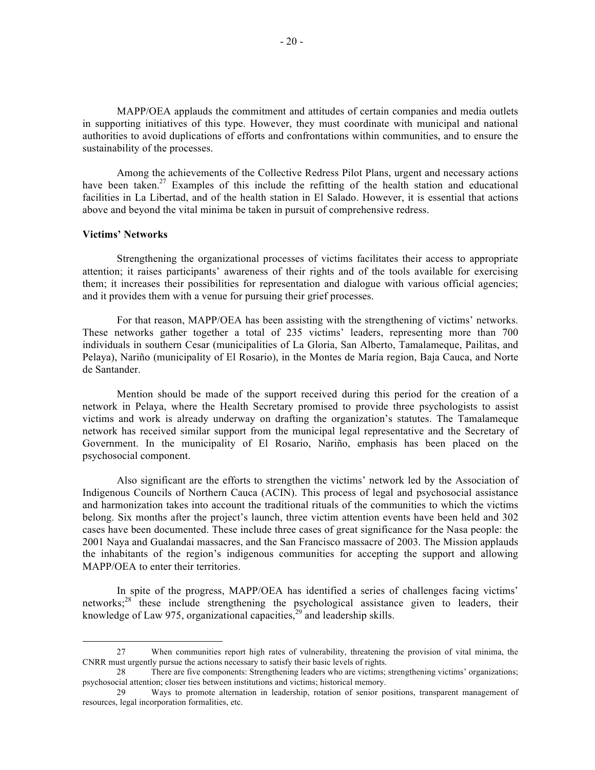MAPP/OEA applauds the commitment and attitudes of certain companies and media outlets in supporting initiatives of this type. However, they must coordinate with municipal and national authorities to avoid duplications of efforts and confrontations within communities, and to ensure the sustainability of the processes.

Among the achievements of the Collective Redress Pilot Plans, urgent and necessary actions have been taken.[27] Examples of this include the refitting of the health station and educational facilities in La Libertad, and of the health station in El Salado. However, it is essential that actions above and beyond the vital minima be taken in pursuit of comprehensive redress.

**Victims' Networks**

Strengthening the organizational processes of victims facilitates their access to appropriate attention; it raises participants' awareness of their rights and of the tools available for exercising them; it increases their possibilities for representation and dialogue with various official agencies; and it provides them with a venue for pursuing their grief processes.

For that reason, MAPP/OEA has been assisting with the strengthening of victims' networks. These networks gather together a total of 235 victims' leaders, representing more than 700 individuals in southern Cesar (municipalities of La Gloria, San Alberto, Tamalameque, Pailitas, and Pelaya), Nariño (municipality of El Rosario), in the Montes de María region, Baja Cauca, and Norte de Santander.

Mention should be made of the support received during this period for the creation of a network in Pelaya, where the Health Secretary promised to provide three psychologists to assist victims and work is already underway on drafting the organization's statutes. The Tamalameque network has received similar support from the municipal legal representative and the Secretary of Government. In the municipality of El Rosario, Nariño, emphasis has been placed on the psychosocial component.

Also significant are the efforts to strengthen the victims' network led by the Association of Indigenous Councils of Northern Cauca (ACIN). This process of legal and psychosocial assistance and harmonization takes into account the traditional rituals of the communities to which the victims belong. Six months after the project's launch, three victim attention events have been held and 302 cases have been documented. These include three cases of great significance for the Nasa people: the 2001 Naya and Gualandai massacres, and the San Francisco massacre of 2003. The Mission applauds the inhabitants of the region's indigenous communities for accepting the support and allowing MAPP/OEA to enter their territories.

In spite of the progress, MAPP/OEA has identified a series of challenges facing victims' networks;[28] these include strengthening the psychological assistance given to leaders, their knowledge of Law 975, organizational capacities,[29] and leadership skills.

---

27 When communities report high rates of vulnerability, threatening the provision of vital minima, the CNRR must urgently pursue the actions necessary to satisfy their basic levels of rights.

28 There are five components: Strengthening leaders who are victims; strengthening victims' organizations; psychosocial attention; closer ties between institutions and victims; historical memory.

29 Ways to promote alternation in leadership, rotation of senior positions, transparent management of resources, legal incorporation formalities, etc.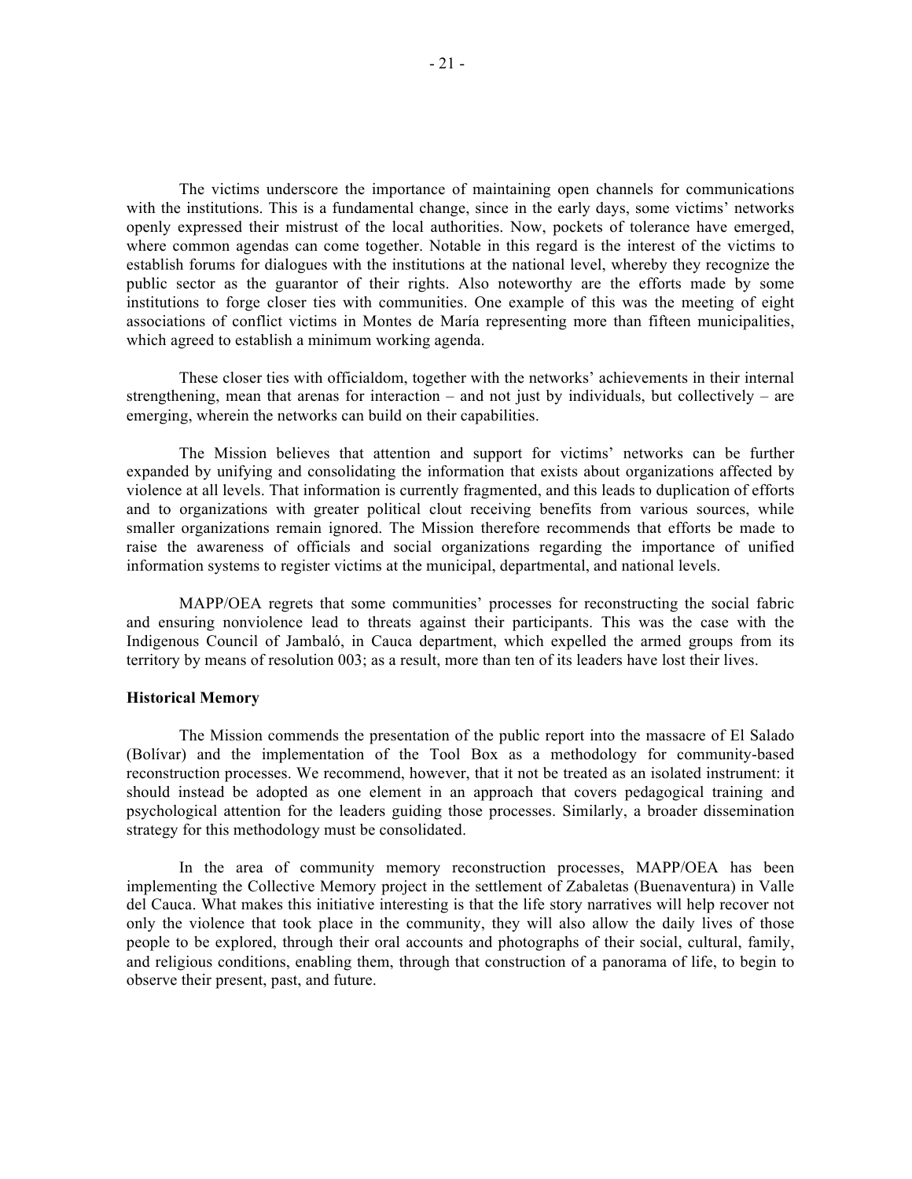The victims underscore the importance of maintaining open channels for communications with the institutions. This is a fundamental change, since in the early days, some victims' networks openly expressed their mistrust of the local authorities. Now, pockets of tolerance have emerged, where common agendas can come together. Notable in this regard is the interest of the victims to establish forums for dialogues with the institutions at the national level, whereby they recognize the public sector as the guarantor of their rights. Also noteworthy are the efforts made by some institutions to forge closer ties with communities. One example of this was the meeting of eight associations of conflict victims in Montes de María representing more than fifteen municipalities, which agreed to establish a minimum working agenda.

These closer ties with officialdom, together with the networks' achievements in their internal strengthening, mean that arenas for interaction – and not just by individuals, but collectively – are emerging, wherein the networks can build on their capabilities.

The Mission believes that attention and support for victims' networks can be further expanded by unifying and consolidating the information that exists about organizations affected by violence at all levels. That information is currently fragmented, and this leads to duplication of efforts and to organizations with greater political clout receiving benefits from various sources, while smaller organizations remain ignored. The Mission therefore recommends that efforts be made to raise the awareness of officials and social organizations regarding the importance of unified information systems to register victims at the municipal, departmental, and national levels.

MAPP/OEA regrets that some communities' processes for reconstructing the social fabric and ensuring nonviolence lead to threats against their participants. This was the case with the Indigenous Council of Jambaló, in Cauca department, which expelled the armed groups from its territory by means of resolution 003; as a result, more than ten of its leaders have lost their lives.

**Historical Memory**

The Mission commends the presentation of the public report into the massacre of El Salado (Bolívar) and the implementation of the Tool Box as a methodology for community-based reconstruction processes. We recommend, however, that it not be treated as an isolated instrument: it should instead be adopted as one element in an approach that covers pedagogical training and psychological attention for the leaders guiding those processes. Similarly, a broader dissemination strategy for this methodology must be consolidated.

In the area of community memory reconstruction processes, MAPP/OEA has been implementing the Collective Memory project in the settlement of Zabaletas (Buenaventura) in Valle del Cauca. What makes this initiative interesting is that the life story narratives will help recover not only the violence that took place in the community, they will also allow the daily lives of those people to be explored, through their oral accounts and photographs of their social, cultural, family, and religious conditions, enabling them, through that construction of a panorama of life, to begin to observe their present, past, and future.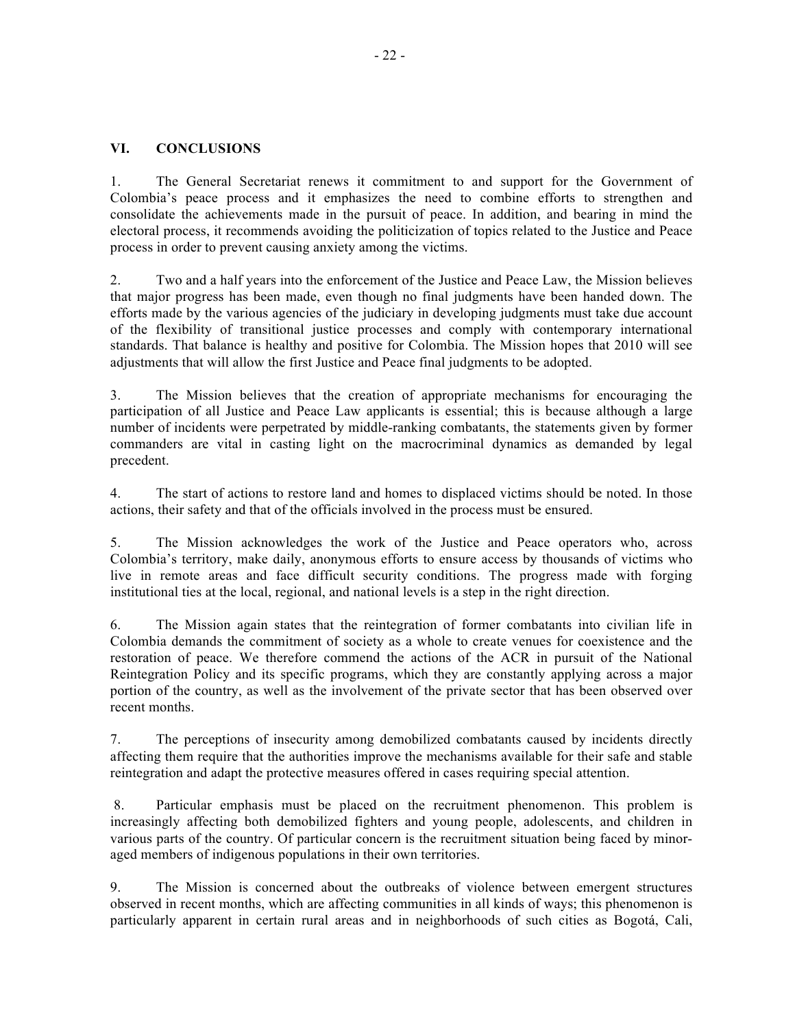## VI. CONCLUSIONS

1. The General Secretariat renews it commitment to and support for the Government of Colombia's peace process and it emphasizes the need to combine efforts to strengthen and consolidate the achievements made in the pursuit of peace. In addition, and bearing in mind the electoral process, it recommends avoiding the politicization of topics related to the Justice and Peace process in order to prevent causing anxiety among the victims.

2. Two and a half years into the enforcement of the Justice and Peace Law, the Mission believes that major progress has been made, even though no final judgments have been handed down. The efforts made by the various agencies of the judiciary in developing judgments must take due account of the flexibility of transitional justice processes and comply with contemporary international standards. That balance is healthy and positive for Colombia. The Mission hopes that 2010 will see adjustments that will allow the first Justice and Peace final judgments to be adopted.

3. The Mission believes that the creation of appropriate mechanisms for encouraging the participation of all Justice and Peace Law applicants is essential; this is because although a large number of incidents were perpetrated by middle-ranking combatants, the statements given by former commanders are vital in casting light on the macrocriminal dynamics as demanded by legal precedent.

4. The start of actions to restore land and homes to displaced victims should be noted. In those actions, their safety and that of the officials involved in the process must be ensured.

5. The Mission acknowledges the work of the Justice and Peace operators who, across Colombia's territory, make daily, anonymous efforts to ensure access by thousands of victims who live in remote areas and face difficult security conditions. The progress made with forging institutional ties at the local, regional, and national levels is a step in the right direction.

6. The Mission again states that the reintegration of former combatants into civilian life in Colombia demands the commitment of society as a whole to create venues for coexistence and the restoration of peace. We therefore commend the actions of the ACR in pursuit of the National Reintegration Policy and its specific programs, which they are constantly applying across a major portion of the country, as well as the involvement of the private sector that has been observed over recent months.

7. The perceptions of insecurity among demobilized combatants caused by incidents directly affecting them require that the authorities improve the mechanisms available for their safe and stable reintegration and adapt the protective measures offered in cases requiring special attention.

8. Particular emphasis must be placed on the recruitment phenomenon. This problem is increasingly affecting both demobilized fighters and young people, adolescents, and children in various parts of the country. Of particular concern is the recruitment situation being faced by minor-aged members of indigenous populations in their own territories.

9. The Mission is concerned about the outbreaks of violence between emergent structures observed in recent months, which are affecting communities in all kinds of ways; this phenomenon is particularly apparent in certain rural areas and in neighborhoods of such cities as Bogotá, Cali,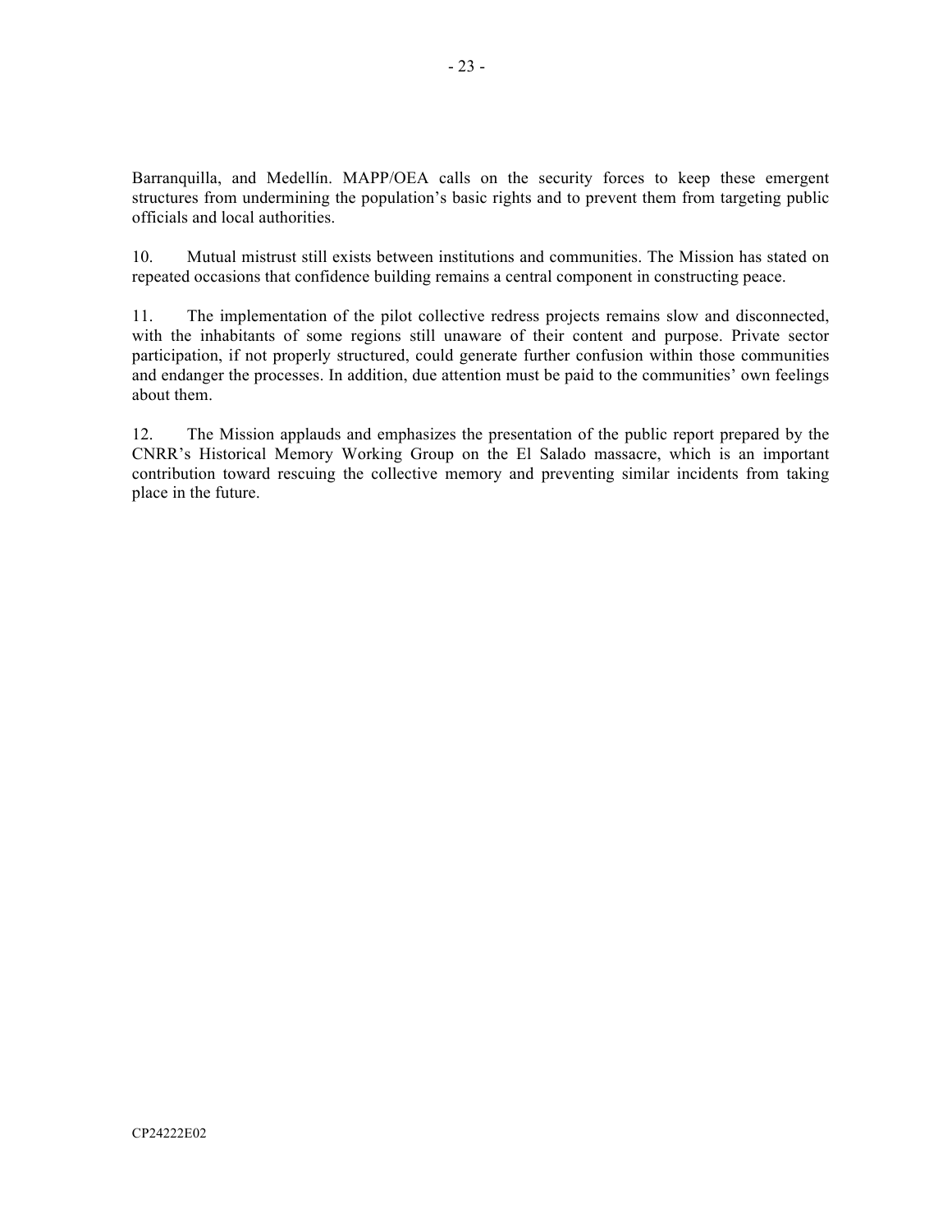Barranquilla, and Medellín. MAPP/OEA calls on the security forces to keep these emergent structures from undermining the population's basic rights and to prevent them from targeting public officials and local authorities.

10. Mutual mistrust still exists between institutions and communities. The Mission has stated on repeated occasions that confidence building remains a central component in constructing peace.

11. The implementation of the pilot collective redress projects remains slow and disconnected, with the inhabitants of some regions still unaware of their content and purpose. Private sector participation, if not properly structured, could generate further confusion within those communities and endanger the processes. In addition, due attention must be paid to the communities' own feelings about them.

12. The Mission applauds and emphasizes the presentation of the public report prepared by the CNRR's Historical Memory Working Group on the El Salado massacre, which is an important contribution toward rescuing the collective memory and preventing similar incidents from taking place in the future.